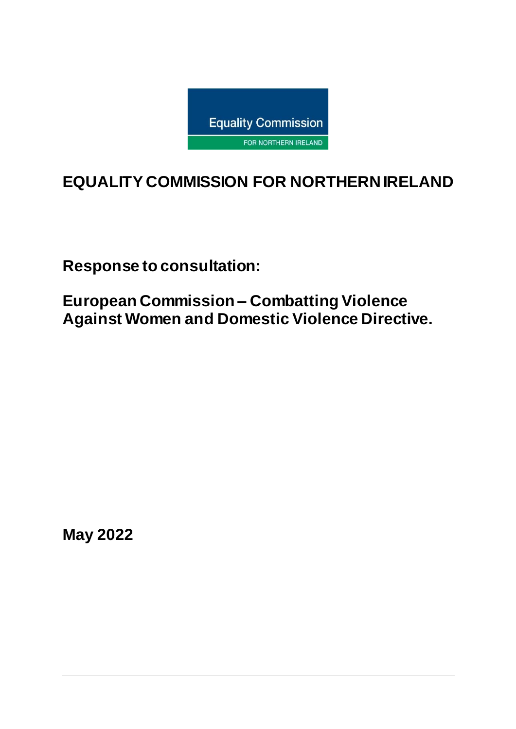Equality Commission

FOR NORTHERN IRELAND

# EQUALITY COMMISSION FOR NORTHERN IRELAND

## Response to consultation:

## European Commission – Combatting Violence Against Women and Domestic Violence Directive.

**May 2022**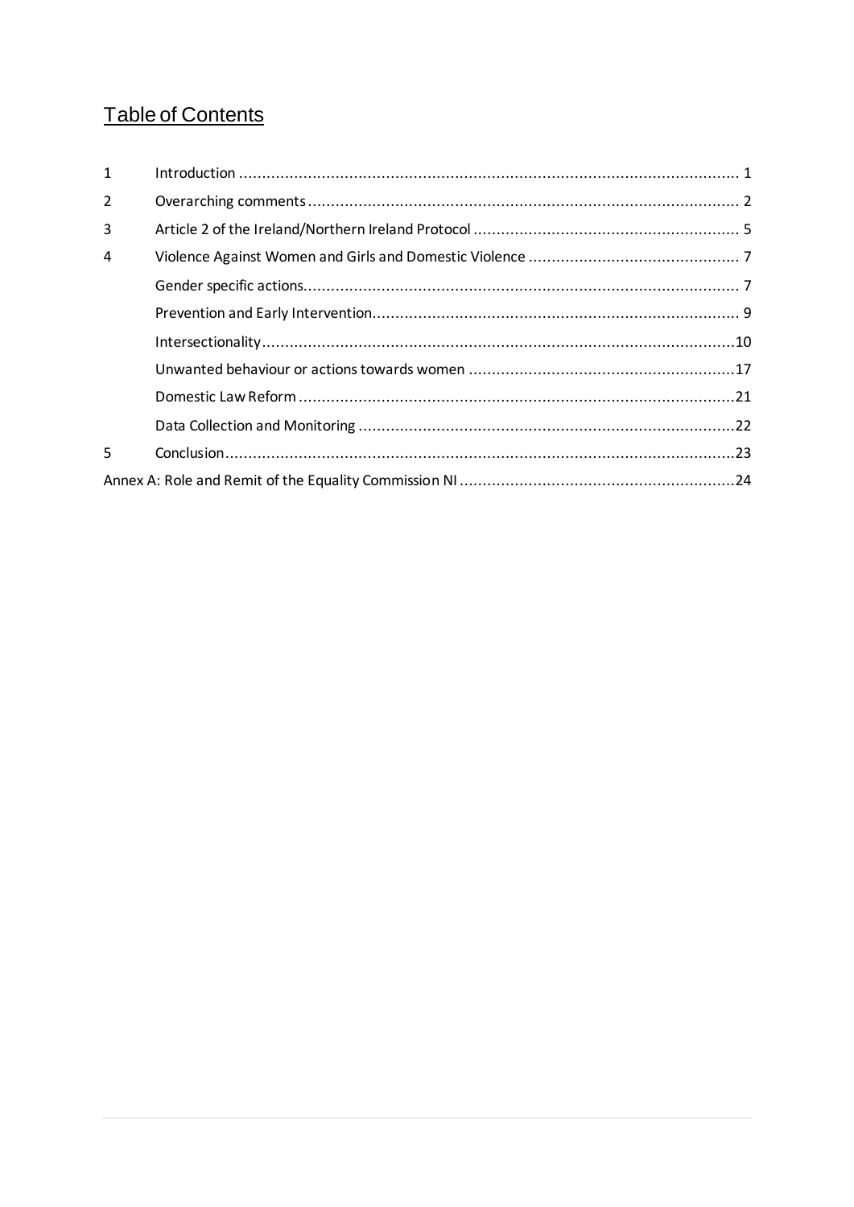# Table of Contents

| | | |
|---|---|---|
| 1 | Introduction | 1 |
| 2 | Overarching comments | 2 |
| 3 | Article 2 of the Ireland/Northern Ireland Protocol | 5 |
| 4 | Violence Against Women and Girls and Domestic Violence | 7 |
| | Gender specific actions | 7 |
| | Prevention and Early Intervention | 9 |
| | Intersectionality | 10 |
| | Unwanted behaviour or actions towards women | 17 |
| | Domestic Law Reform | 21 |
| | Data Collection and Monitoring | 22 |
| 5 | Conclusion | 23 |
| Annex A: Role and Remit of the Equality Commission NI | | 24 |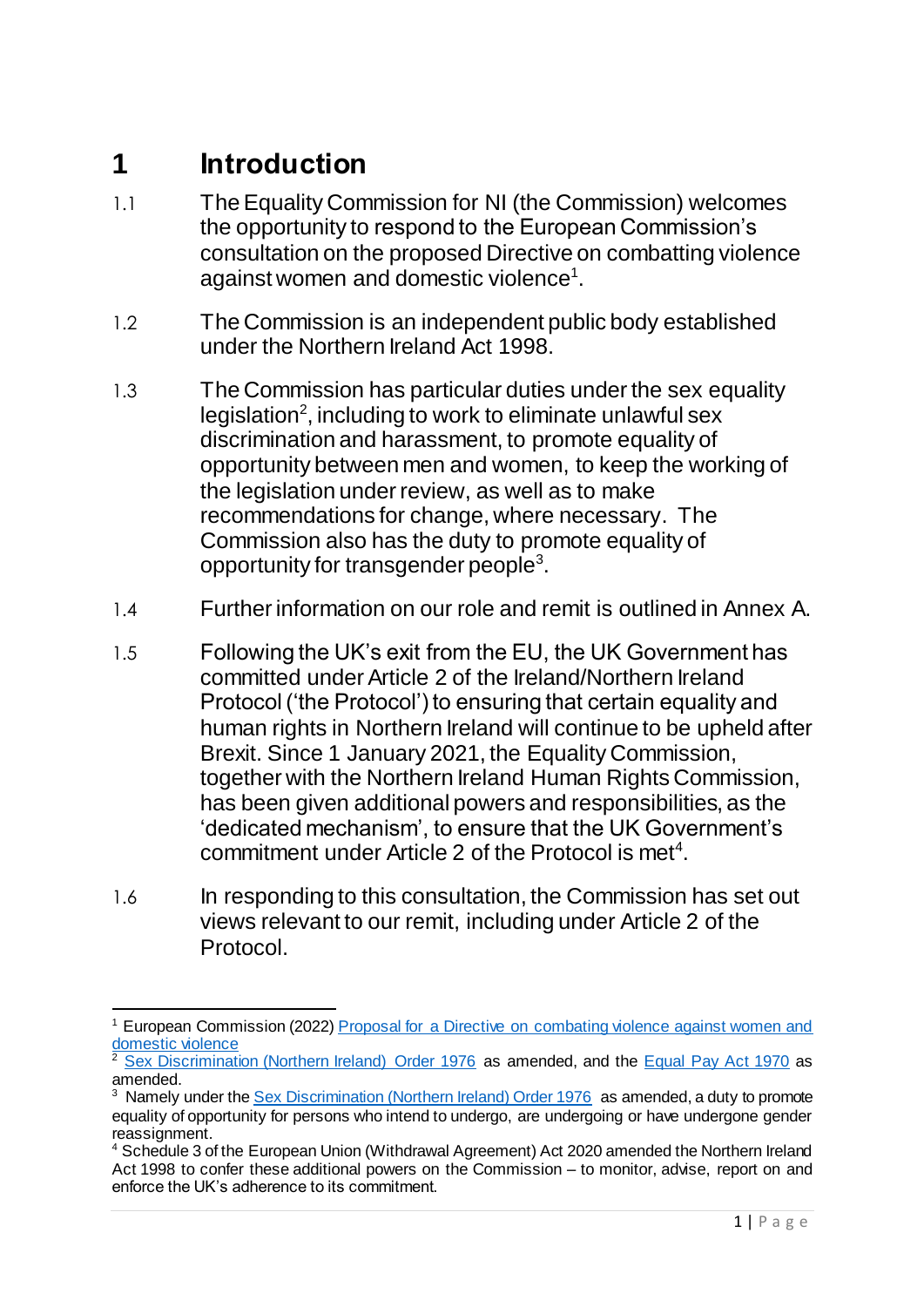# 1 Introduction

1.1 The Equality Commission for NI (the Commission) welcomes the opportunity to respond to the European Commission's consultation on the proposed Directive on combatting violence against women and domestic violence[1].

1.2 The Commission is an independent public body established under the Northern Ireland Act 1998.

1.3 The Commission has particular duties under the sex equality legislation[2], including to work to eliminate unlawful sex discrimination and harassment, to promote equality of opportunity between men and women, to keep the working of the legislation under review, as well as to make recommendations for change, where necessary. The Commission also has the duty to promote equality of opportunity for transgender people[3].

1.4 Further information on our role and remit is outlined in Annex A.

1.5 Following the UK's exit from the EU, the UK Government has committed under Article 2 of the Ireland/Northern Ireland Protocol ('the Protocol') to ensuring that certain equality and human rights in Northern Ireland will continue to be upheld after Brexit. Since 1 January 2021, the Equality Commission, together with the Northern Ireland Human Rights Commission, has been given additional powers and responsibilities, as the 'dedicated mechanism', to ensure that the UK Government's commitment under Article 2 of the Protocol is met[4].

1.6 In responding to this consultation, the Commission has set out views relevant to our remit, including under Article 2 of the Protocol.

---

[1] European Commission (2022) Proposal for a Directive on combating violence against women and domestic violence

[2] Sex Discrimination (Northern Ireland) Order 1976 as amended, and the Equal Pay Act 1970 as amended.

[3] Namely under the Sex Discrimination (Northern Ireland) Order 1976 as amended, a duty to promote equality of opportunity for persons who intend to undergo, are undergoing or have undergone gender reassignment.

[4] Schedule 3 of the European Union (Withdrawal Agreement) Act 2020 amended the Northern Ireland Act 1998 to confer these additional powers on the Commission – to monitor, advise, report on and enforce the UK's adherence to its commitment.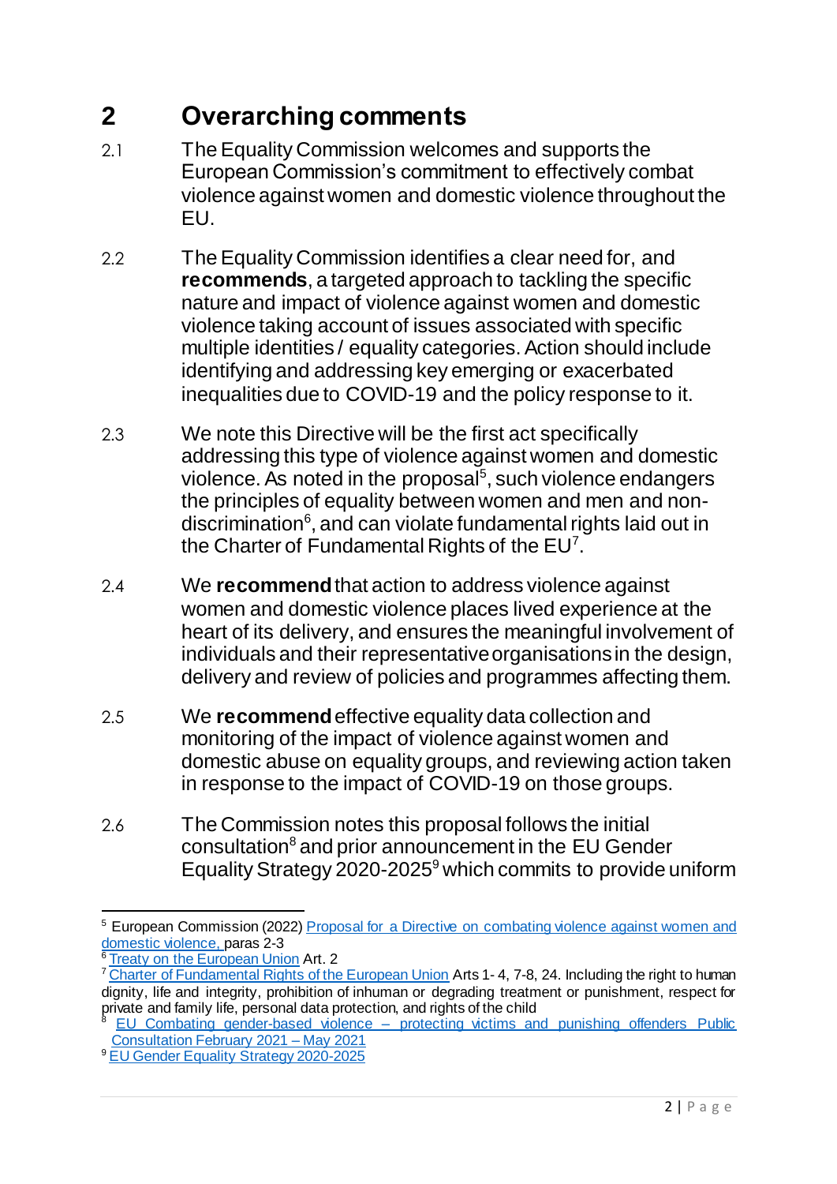## 2 Overarching comments

2.1 The Equality Commission welcomes and supports the European Commission's commitment to effectively combat violence against women and domestic violence throughout the EU.

2.2 The Equality Commission identifies a clear need for, and **recommends**, a targeted approach to tackling the specific nature and impact of violence against women and domestic violence taking account of issues associated with specific multiple identities / equality categories. Action should include identifying and addressing key emerging or exacerbated inequalities due to COVID-19 and the policy response to it.

2.3 We note this Directive will be the first act specifically addressing this type of violence against women and domestic violence. As noted in the proposal[5], such violence endangers the principles of equality between women and men and non-discrimination[6], and can violate fundamental rights laid out in the Charter of Fundamental Rights of the EU[7].

2.4 We **recommend** that action to address violence against women and domestic violence places lived experience at the heart of its delivery, and ensures the meaningful involvement of individuals and their representative organisations in the design, delivery and review of policies and programmes affecting them.

2.5 We **recommend** effective equality data collection and monitoring of the impact of violence against women and domestic abuse on equality groups, and reviewing action taken in response to the impact of COVID-19 on those groups.

2.6 The Commission notes this proposal follows the initial consultation[8] and prior announcement in the EU Gender Equality Strategy 2020-2025[9] which commits to provide uniform

---

[5] European Commission (2022) Proposal for a Directive on combating violence against women and domestic violence, paras 2-3

[6] Treaty on the European Union Art. 2

[7] Charter of Fundamental Rights of the European Union Arts 1- 4, 7-8, 24. Including the right to human dignity, life and integrity, prohibition of inhuman or degrading treatment or punishment, respect for private and family life, personal data protection, and rights of the child

[8] EU Combating gender-based violence – protecting victims and punishing offenders Public Consultation February 2021 – May 2021

[9] EU Gender Equality Strategy 2020-2025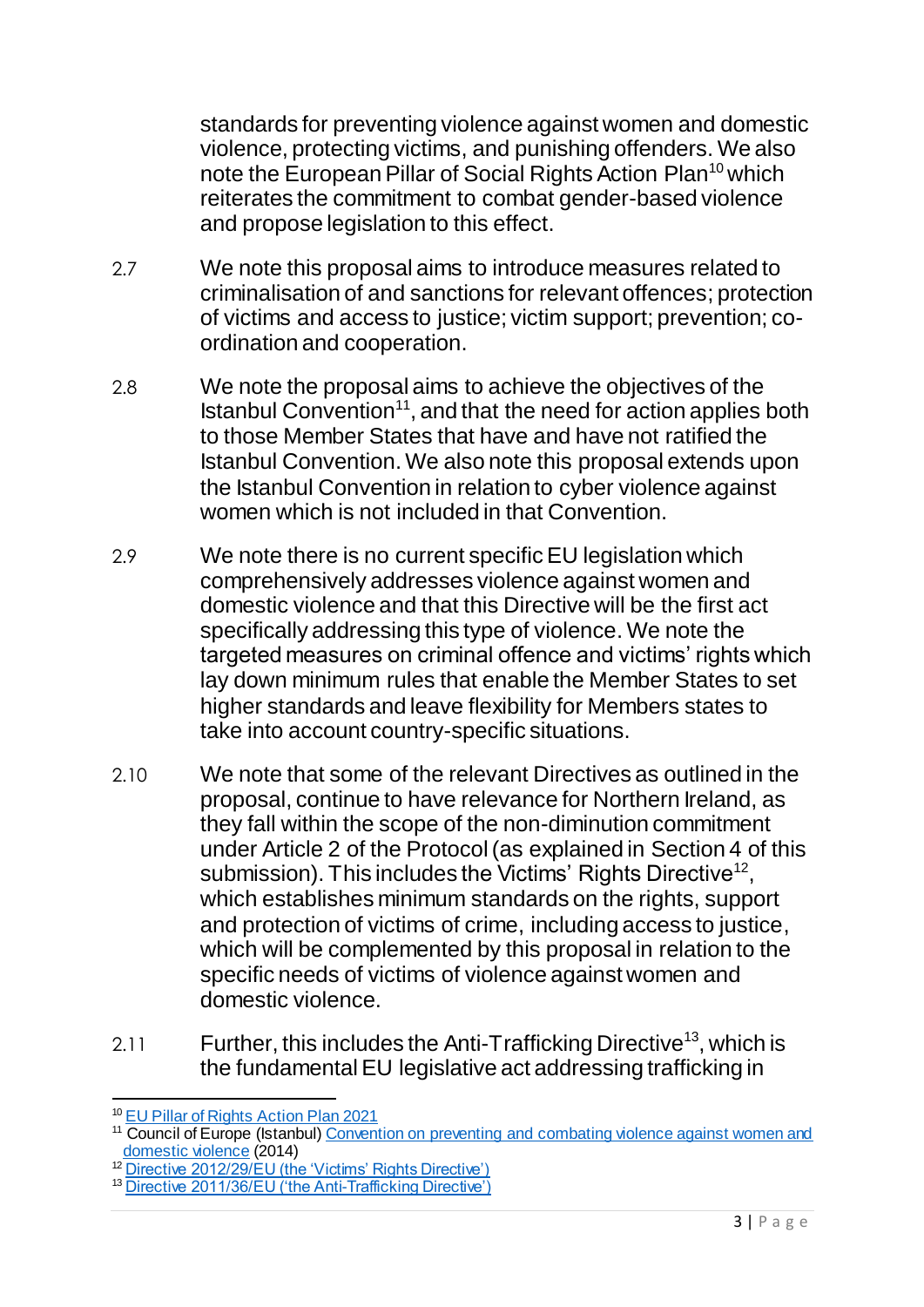standards for preventing violence against women and domestic violence, protecting victims, and punishing offenders. We also note the European Pillar of Social Rights Action Plan[10] which reiterates the commitment to combat gender-based violence and propose legislation to this effect.

2.7 We note this proposal aims to introduce measures related to criminalisation of and sanctions for relevant offences; protection of victims and access to justice; victim support; prevention; co-ordination and cooperation.

2.8 We note the proposal aims to achieve the objectives of the Istanbul Convention[11], and that the need for action applies both to those Member States that have and have not ratified the Istanbul Convention. We also note this proposal extends upon the Istanbul Convention in relation to cyber violence against women which is not included in that Convention.

2.9 We note there is no current specific EU legislation which comprehensively addresses violence against women and domestic violence and that this Directive will be the first act specifically addressing this type of violence. We note the targeted measures on criminal offence and victims' rights which lay down minimum rules that enable the Member States to set higher standards and leave flexibility for Members states to take into account country-specific situations.

2.10 We note that some of the relevant Directives as outlined in the proposal, continue to have relevance for Northern Ireland, as they fall within the scope of the non-diminution commitment under Article 2 of the Protocol (as explained in Section 4 of this submission). This includes the Victims' Rights Directive[12], which establishes minimum standards on the rights, support and protection of victims of crime, including access to justice, which will be complemented by this proposal in relation to the specific needs of victims of violence against women and domestic violence.

2.11 Further, this includes the Anti-Trafficking Directive[13], which is the fundamental EU legislative act addressing trafficking in

---

[10] EU Pillar of Rights Action Plan 2021

[11] Council of Europe (Istanbul) Convention on preventing and combating violence against women and domestic violence (2014)

[12] Directive 2012/29/EU (the 'Victims' Rights Directive')

[13] Directive 2011/36/EU ('the Anti-Trafficking Directive')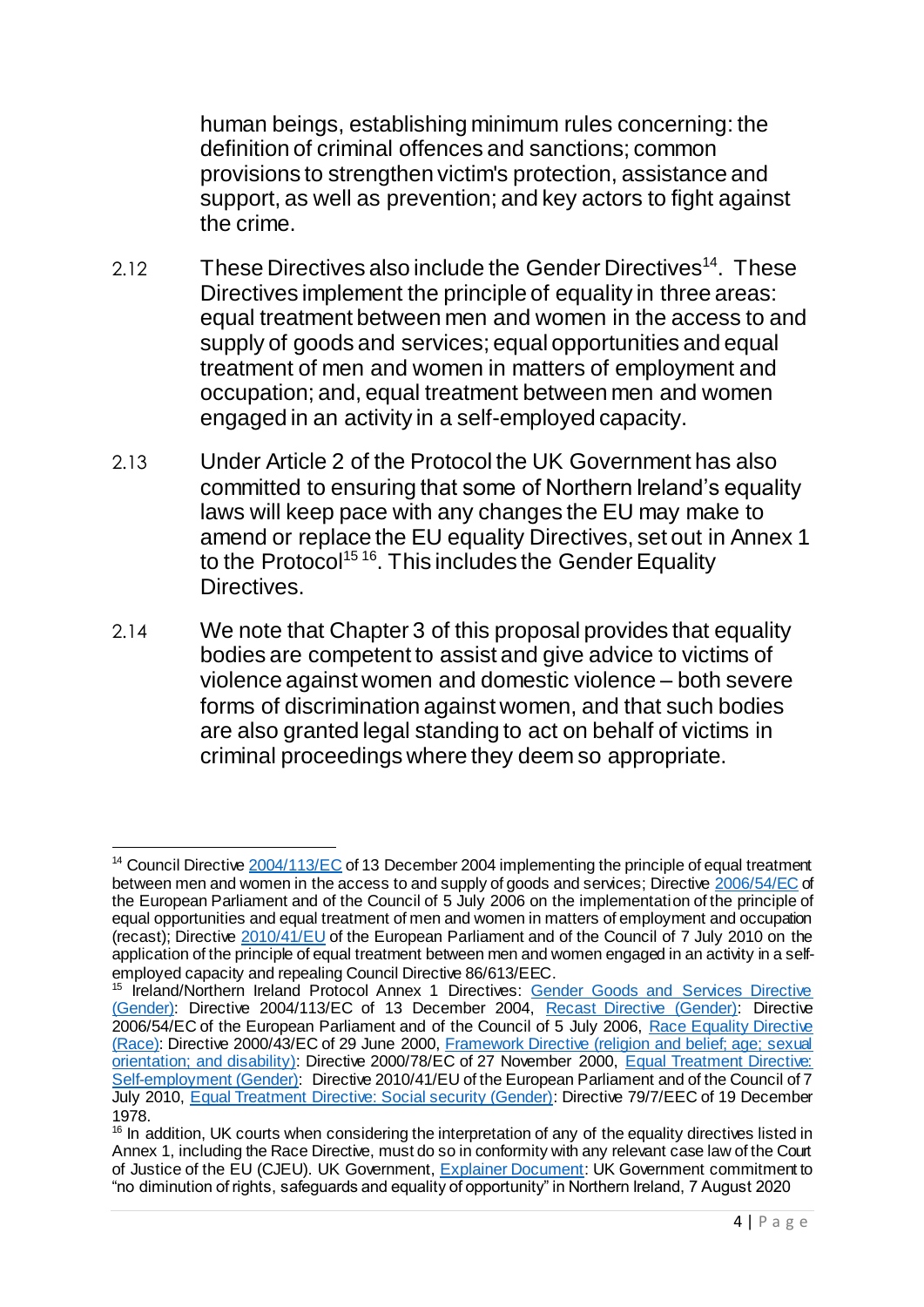human beings, establishing minimum rules concerning: the definition of criminal offences and sanctions; common provisions to strengthen victim's protection, assistance and support, as well as prevention; and key actors to fight against the crime.

2.12 These Directives also include the Gender Directives[14]. These Directives implement the principle of equality in three areas: equal treatment between men and women in the access to and supply of goods and services; equal opportunities and equal treatment of men and women in matters of employment and occupation; and, equal treatment between men and women engaged in an activity in a self-employed capacity.

2.13 Under Article 2 of the Protocol the UK Government has also committed to ensuring that some of Northern Ireland's equality laws will keep pace with any changes the EU may make to amend or replace the EU equality Directives, set out in Annex 1 to the Protocol[15] [16]. This includes the Gender Equality Directives.

2.14 We note that Chapter 3 of this proposal provides that equality bodies are competent to assist and give advice to victims of violence against women and domestic violence – both severe forms of discrimination against women, and that such bodies are also granted legal standing to act on behalf of victims in criminal proceedings where they deem so appropriate.

---

[14] Council Directive 2004/113/EC of 13 December 2004 implementing the principle of equal treatment between men and women in the access to and supply of goods and services; Directive 2006/54/EC of the European Parliament and of the Council of 5 July 2006 on the implementation of the principle of equal opportunities and equal treatment of men and women in matters of employment and occupation (recast); Directive 2010/41/EU of the European Parliament and of the Council of 7 July 2010 on the application of the principle of equal treatment between men and women engaged in an activity in a self-employed capacity and repealing Council Directive 86/613/EEC.

[15] Ireland/Northern Ireland Protocol Annex 1 Directives: Gender Goods and Services Directive (Gender): Directive 2004/113/EC of 13 December 2004, Recast Directive (Gender): Directive 2006/54/EC of the European Parliament and of the Council of 5 July 2006, Race Equality Directive (Race): Directive 2000/43/EC of 29 June 2000, Framework Directive (religion and belief; age; sexual orientation; and disability): Directive 2000/78/EC of 27 November 2000, Equal Treatment Directive: Self-employment (Gender): Directive 2010/41/EU of the European Parliament and of the Council of 7 July 2010, Equal Treatment Directive: Social security (Gender): Directive 79/7/EEC of 19 December 1978.

[16] In addition, UK courts when considering the interpretation of any of the equality directives listed in Annex 1, including the Race Directive, must do so in conformity with any relevant case law of the Court of Justice of the EU (CJEU). UK Government, Explainer Document: UK Government commitment to "no diminution of rights, safeguards and equality of opportunity" in Northern Ireland, 7 August 2020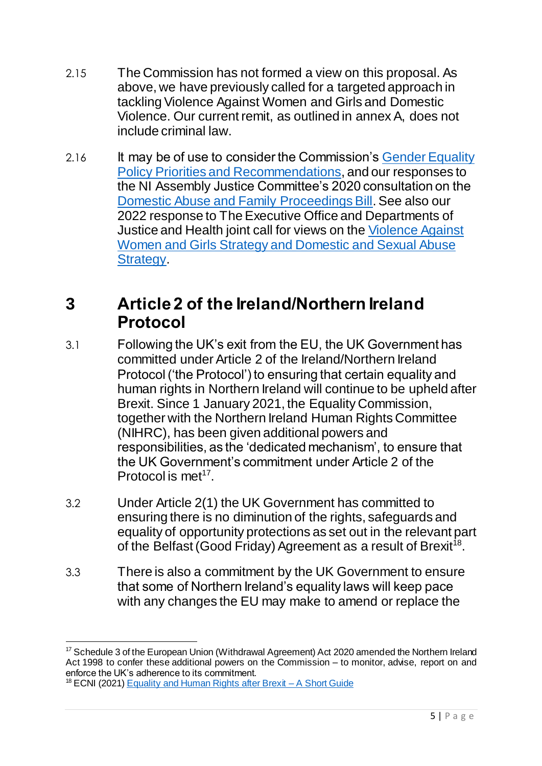2.15 The Commission has not formed a view on this proposal. As above, we have previously called for a targeted approach in tackling Violence Against Women and Girls and Domestic Violence. Our current remit, as outlined in annex A, does not include criminal law.

2.16 It may be of use to consider the Commission's Gender Equality Policy Priorities and Recommendations, and our responses to the NI Assembly Justice Committee's 2020 consultation on the Domestic Abuse and Family Proceedings Bill. See also our 2022 response to The Executive Office and Departments of Justice and Health joint call for views on the Violence Against Women and Girls Strategy and Domestic and Sexual Abuse Strategy.

## 3 Article 2 of the Ireland/Northern Ireland Protocol

3.1 Following the UK's exit from the EU, the UK Government has committed under Article 2 of the Ireland/Northern Ireland Protocol ('the Protocol') to ensuring that certain equality and human rights in Northern Ireland will continue to be upheld after Brexit. Since 1 January 2021, the Equality Commission, together with the Northern Ireland Human Rights Committee (NIHRC), has been given additional powers and responsibilities, as the 'dedicated mechanism', to ensure that the UK Government's commitment under Article 2 of the Protocol is met[17].

3.2 Under Article 2(1) the UK Government has committed to ensuring there is no diminution of the rights, safeguards and equality of opportunity protections as set out in the relevant part of the Belfast (Good Friday) Agreement as a result of Brexit[18].

3.3 There is also a commitment by the UK Government to ensure that some of Northern Ireland's equality laws will keep pace with any changes the EU may make to amend or replace the

---

[17] Schedule 3 of the European Union (Withdrawal Agreement) Act 2020 amended the Northern Ireland Act 1998 to confer these additional powers on the Commission – to monitor, advise, report on and enforce the UK's adherence to its commitment.

[18] ECNI (2021) Equality and Human Rights after Brexit – A Short Guide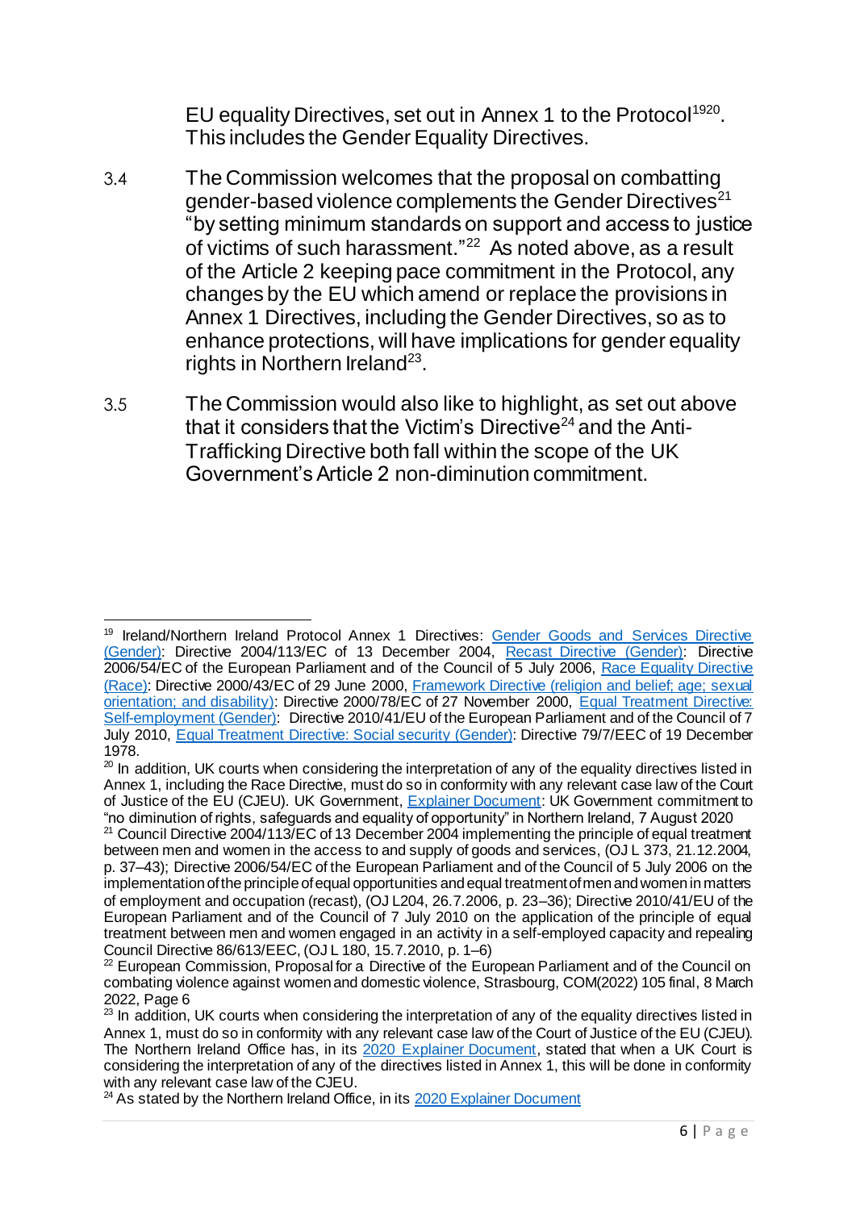EU equality Directives, set out in Annex 1 to the Protocol[19][20]. This includes the Gender Equality Directives.

3.4 The Commission welcomes that the proposal on combatting gender-based violence complements the Gender Directives[21] "by setting minimum standards on support and access to justice of victims of such harassment."[22] As noted above, as a result of the Article 2 keeping pace commitment in the Protocol, any changes by the EU which amend or replace the provisions in Annex 1 Directives, including the Gender Directives, so as to enhance protections, will have implications for gender equality rights in Northern Ireland[23].

3.5 The Commission would also like to highlight, as set out above that it considers that the Victim's Directive[24] and the Anti-Trafficking Directive both fall within the scope of the UK Government's Article 2 non-diminution commitment.

---

[19] Ireland/Northern Ireland Protocol Annex 1 Directives: Gender Goods and Services Directive (Gender): Directive 2004/113/EC of 13 December 2004, Recast Directive (Gender): Directive 2006/54/EC of the European Parliament and of the Council of 5 July 2006, Race Equality Directive (Race): Directive 2000/43/EC of 29 June 2000, Framework Directive (religion and belief; age; sexual orientation; and disability): Directive 2000/78/EC of 27 November 2000, Equal Treatment Directive: Self-employment (Gender): Directive 2010/41/EU of the European Parliament and of the Council of 7 July 2010, Equal Treatment Directive: Social security (Gender): Directive 79/7/EEC of 19 December 1978.

[20] In addition, UK courts when considering the interpretation of any of the equality directives listed in Annex 1, including the Race Directive, must do so in conformity with any relevant case law of the Court of Justice of the EU (CJEU). UK Government, Explainer Document: UK Government commitment to "no diminution of rights, safeguards and equality of opportunity" in Northern Ireland, 7 August 2020

[21] Council Directive 2004/113/EC of 13 December 2004 implementing the principle of equal treatment between men and women in the access to and supply of goods and services, (OJ L 373, 21.12.2004, p. 37–43); Directive 2006/54/EC of the European Parliament and of the Council of 5 July 2006 on the implementation of the principle of equal opportunities and equal treatment of men and women in matters of employment and occupation (recast), (OJ L204, 26.7.2006, p. 23–36); Directive 2010/41/EU of the European Parliament and of the Council of 7 July 2010 on the application of the principle of equal treatment between men and women engaged in an activity in a self-employed capacity and repealing Council Directive 86/613/EEC, (OJ L 180, 15.7.2010, p. 1–6)

[22] European Commission, Proposal for a Directive of the European Parliament and of the Council on combating violence against women and domestic violence, Strasbourg, COM(2022) 105 final, 8 March 2022, Page 6

[23] In addition, UK courts when considering the interpretation of any of the equality directives listed in Annex 1, must do so in conformity with any relevant case law of the Court of Justice of the EU (CJEU). The Northern Ireland Office has, in its 2020 Explainer Document, stated that when a UK Court is considering the interpretation of any of the directives listed in Annex 1, this will be done in conformity with any relevant case law of the CJEU.

[24] As stated by the Northern Ireland Office, in its 2020 Explainer Document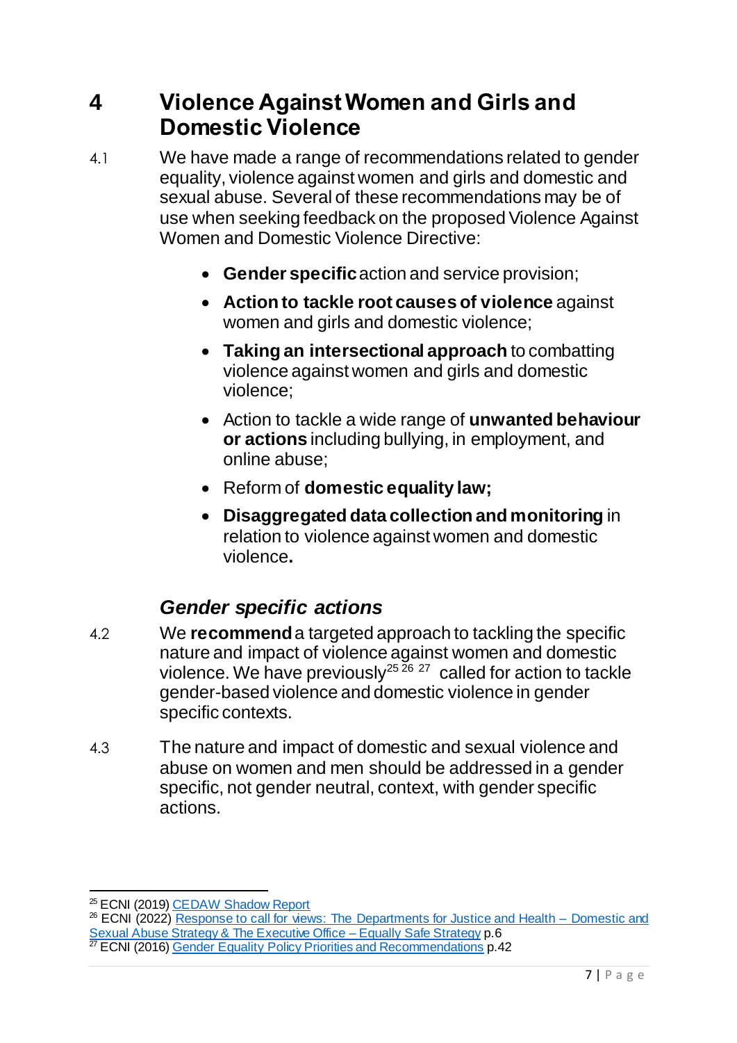# 4 Violence Against Women and Girls and Domestic Violence

4.1 We have made a range of recommendations related to gender equality, violence against women and girls and domestic and sexual abuse. Several of these recommendations may be of use when seeking feedback on the proposed Violence Against Women and Domestic Violence Directive:

- **Gender specific** action and service provision;
- **Action to tackle root causes of violence** against women and girls and domestic violence;
- **Taking an intersectional approach** to combatting violence against women and girls and domestic violence;
- Action to tackle a wide range of **unwanted behaviour or actions** including bullying, in employment, and online abuse;
- Reform of **domestic equality law;**
- **Disaggregated data collection and monitoring** in relation to violence against women and domestic violence**.**

### *Gender specific actions*

4.2 We **recommend** a targeted approach to tackling the specific nature and impact of violence against women and domestic violence. We have previously[25] [26] [27] called for action to tackle gender-based violence and domestic violence in gender specific contexts.

4.3 The nature and impact of domestic and sexual violence and abuse on women and men should be addressed in a gender specific, not gender neutral, context, with gender specific actions.

---

[25] ECNI (2019) CEDAW Shadow Report

[26] ECNI (2022) Response to call for views: The Departments for Justice and Health – Domestic and Sexual Abuse Strategy & The Executive Office – Equally Safe Strategy p.6

[27] ECNI (2016) Gender Equality Policy Priorities and Recommendations p.42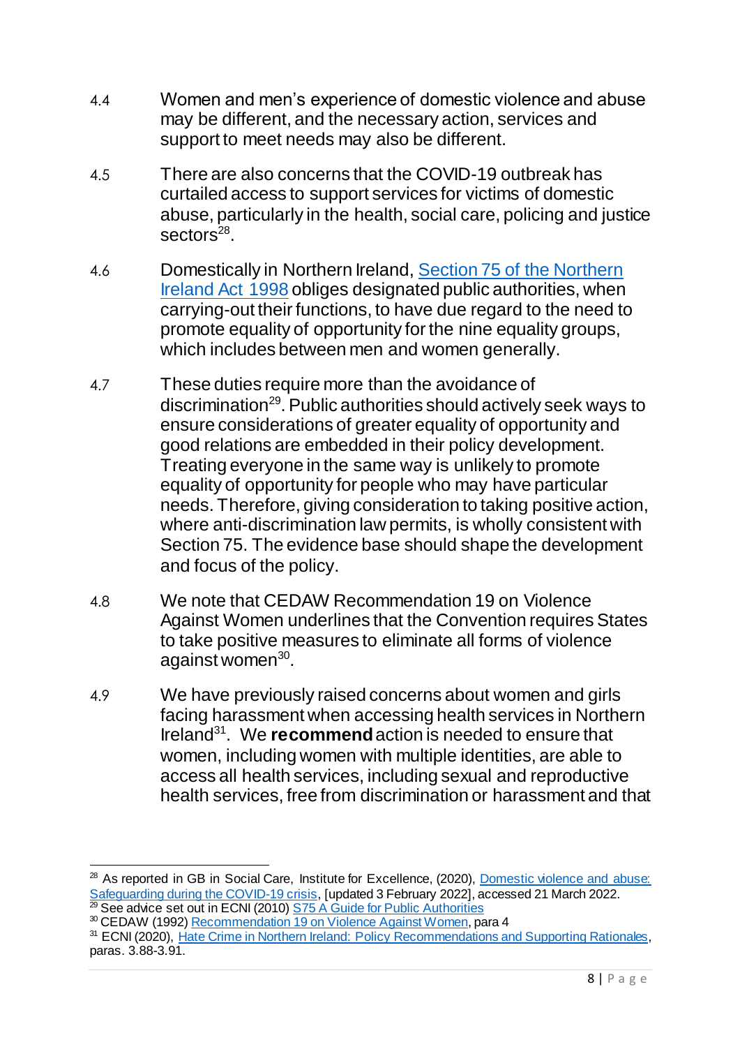4.4 Women and men's experience of domestic violence and abuse may be different, and the necessary action, services and support to meet needs may also be different.

4.5 There are also concerns that the COVID-19 outbreak has curtailed access to support services for victims of domestic abuse, particularly in the health, social care, policing and justice sectors[28].

4.6 Domestically in Northern Ireland, [Section 75 of the Northern Ireland Act 1998](#) obliges designated public authorities, when carrying-out their functions, to have due regard to the need to promote equality of opportunity for the nine equality groups, which includes between men and women generally.

4.7 These duties require more than the avoidance of discrimination[29]. Public authorities should actively seek ways to ensure considerations of greater equality of opportunity and good relations are embedded in their policy development. Treating everyone in the same way is unlikely to promote equality of opportunity for people who may have particular needs. Therefore, giving consideration to taking positive action, where anti-discrimination law permits, is wholly consistent with Section 75. The evidence base should shape the development and focus of the policy.

4.8 We note that CEDAW Recommendation 19 on Violence Against Women underlines that the Convention requires States to take positive measures to eliminate all forms of violence against women[30].

4.9 We have previously raised concerns about women and girls facing harassment when accessing health services in Northern Ireland[31]. We **recommend** action is needed to ensure that women, including women with multiple identities, are able to access all health services, including sexual and reproductive health services, free from discrimination or harassment and that

---

[28] As reported in GB in Social Care, Institute for Excellence, (2020), Domestic violence and abuse: Safeguarding during the COVID-19 crisis, [updated 3 February 2022], accessed 21 March 2022.

[29] See advice set out in ECNI (2010) S75 A Guide for Public Authorities

[30] CEDAW (1992) Recommendation 19 on Violence Against Women, para 4

[31] ECNI (2020), Hate Crime in Northern Ireland: Policy Recommendations and Supporting Rationales, paras. 3.88-3.91.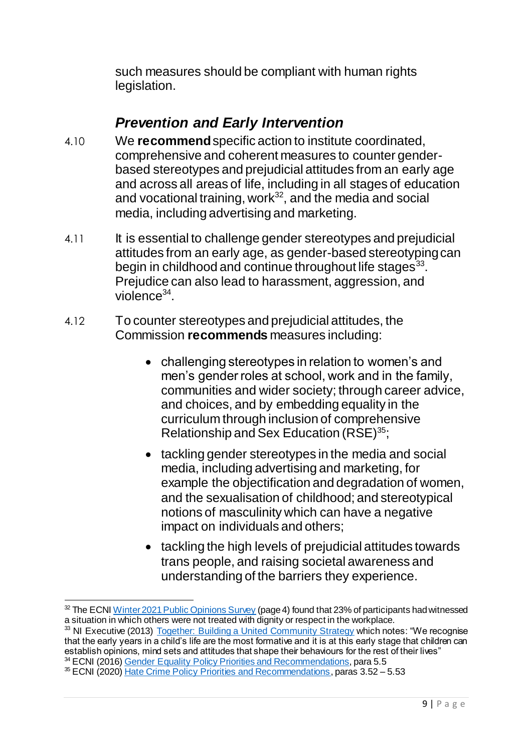such measures should be compliant with human rights legislation.

### *Prevention and Early Intervention*

4.10 We **recommend** specific action to institute coordinated, comprehensive and coherent measures to counter gender-based stereotypes and prejudicial attitudes from an early age and across all areas of life, including in all stages of education and vocational training, work[32], and the media and social media, including advertising and marketing.

4.11 It is essential to challenge gender stereotypes and prejudicial attitudes from an early age, as gender-based stereotyping can begin in childhood and continue throughout life stages[33]. Prejudice can also lead to harassment, aggression, and violence[34].

4.12 To counter stereotypes and prejudicial attitudes, the Commission **recommends** measures including:

- challenging stereotypes in relation to women's and men's gender roles at school, work and in the family, communities and wider society; through career advice, and choices, and by embedding equality in the curriculum through inclusion of comprehensive Relationship and Sex Education (RSE)[35];
- tackling gender stereotypes in the media and social media, including advertising and marketing, for example the objectification and degradation of women, and the sexualisation of childhood; and stereotypical notions of masculinity which can have a negative impact on individuals and others;
- tackling the high levels of prejudicial attitudes towards trans people, and raising societal awareness and understanding of the barriers they experience.

---

[32] The ECNI Winter 2021 Public Opinions Survey (page 4) found that 23% of participants had witnessed a situation in which others were not treated with dignity or respect in the workplace.

[33] NI Executive (2013) Together: Building a United Community Strategy which notes: "We recognise that the early years in a child's life are the most formative and it is at this early stage that children can establish opinions, mind sets and attitudes that shape their behaviours for the rest of their lives"

[34] ECNI (2016) Gender Equality Policy Priorities and Recommendations, para 5.5

[35] ECNI (2020) Hate Crime Policy Priorities and Recommendations, paras 3.52 – 5.53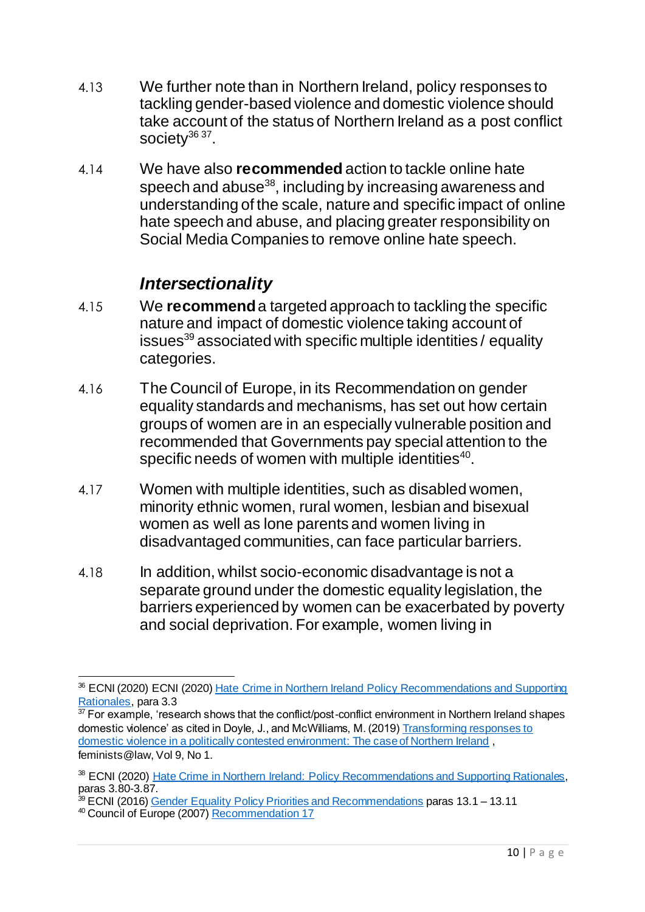4.13 We further note than in Northern Ireland, policy responses to tackling gender-based violence and domestic violence should take account of the status of Northern Ireland as a post conflict society[36] [37].

4.14 We have also **recommended** action to tackle online hate speech and abuse[38], including by increasing awareness and understanding of the scale, nature and specific impact of online hate speech and abuse, and placing greater responsibility on Social Media Companies to remove online hate speech.

### *Intersectionality*

4.15 We **recommend** a targeted approach to tackling the specific nature and impact of domestic violence taking account of issues[39] associated with specific multiple identities / equality categories.

4.16 The Council of Europe, in its Recommendation on gender equality standards and mechanisms, has set out how certain groups of women are in an especially vulnerable position and recommended that Governments pay special attention to the specific needs of women with multiple identities[40].

4.17 Women with multiple identities, such as disabled women, minority ethnic women, rural women, lesbian and bisexual women as well as lone parents and women living in disadvantaged communities, can face particular barriers.

4.18 In addition, whilst socio-economic disadvantage is not a separate ground under the domestic equality legislation, the barriers experienced by women can be exacerbated by poverty and social deprivation. For example, women living in

---

[36] ECNI (2020) ECNI (2020) Hate Crime in Northern Ireland Policy Recommendations and Supporting Rationales, para 3.3

[37] For example, 'research shows that the conflict/post-conflict environment in Northern Ireland shapes domestic violence' as cited in Doyle, J., and McWilliams, M. (2019) Transforming responses to domestic violence in a politically contested environment: The case of Northern Ireland , feminists@law, Vol 9, No 1.

[38] ECNI (2020) Hate Crime in Northern Ireland: Policy Recommendations and Supporting Rationales, paras 3.80-3.87.

[39] ECNI (2016) Gender Equality Policy Priorities and Recommendations paras 13.1 – 13.11

[40] Council of Europe (2007) Recommendation 17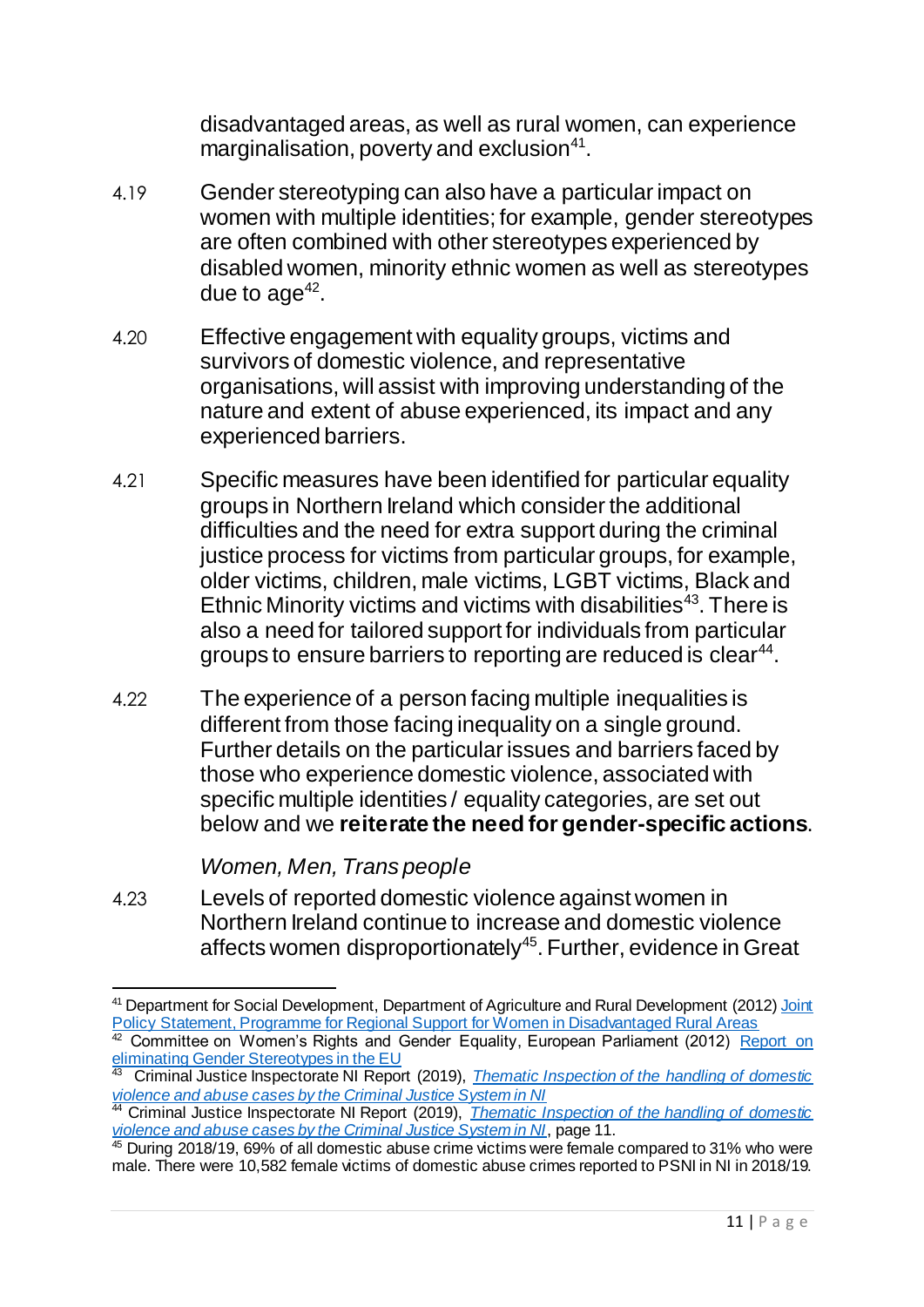disadvantaged areas, as well as rural women, can experience marginalisation, poverty and exclusion[41].

4.19 Gender stereotyping can also have a particular impact on women with multiple identities; for example, gender stereotypes are often combined with other stereotypes experienced by disabled women, minority ethnic women as well as stereotypes due to age[42].

4.20 Effective engagement with equality groups, victims and survivors of domestic violence, and representative organisations, will assist with improving understanding of the nature and extent of abuse experienced, its impact and any experienced barriers.

4.21 Specific measures have been identified for particular equality groups in Northern Ireland which consider the additional difficulties and the need for extra support during the criminal justice process for victims from particular groups, for example, older victims, children, male victims, LGBT victims, Black and Ethnic Minority victims and victims with disabilities[43]. There is also a need for tailored support for individuals from particular groups to ensure barriers to reporting are reduced is clear[44].

4.22 The experience of a person facing multiple inequalities is different from those facing inequality on a single ground. Further details on the particular issues and barriers faced by those who experience domestic violence, associated with specific multiple identities / equality categories, are set out below and we **reiterate the need for gender-specific actions**.

*Women, Men, Trans people*

4.23 Levels of reported domestic violence against women in Northern Ireland continue to increase and domestic violence affects women disproportionately[45]. Further, evidence in Great

---

[41] Department for Social Development, Department of Agriculture and Rural Development (2012) Joint Policy Statement, Programme for Regional Support for Women in Disadvantaged Rural Areas

[42] Committee on Women's Rights and Gender Equality, European Parliament (2012) Report on eliminating Gender Stereotypes in the EU

[43] Criminal Justice Inspectorate NI Report (2019), *Thematic Inspection of the handling of domestic violence and abuse cases by the Criminal Justice System in NI*

[44] Criminal Justice Inspectorate NI Report (2019), *Thematic Inspection of the handling of domestic violence and abuse cases by the Criminal Justice System in NI*, page 11.

[45] During 2018/19, 69% of all domestic abuse crime victims were female compared to 31% who were male. There were 10,582 female victims of domestic abuse crimes reported to PSNI in NI in 2018/19.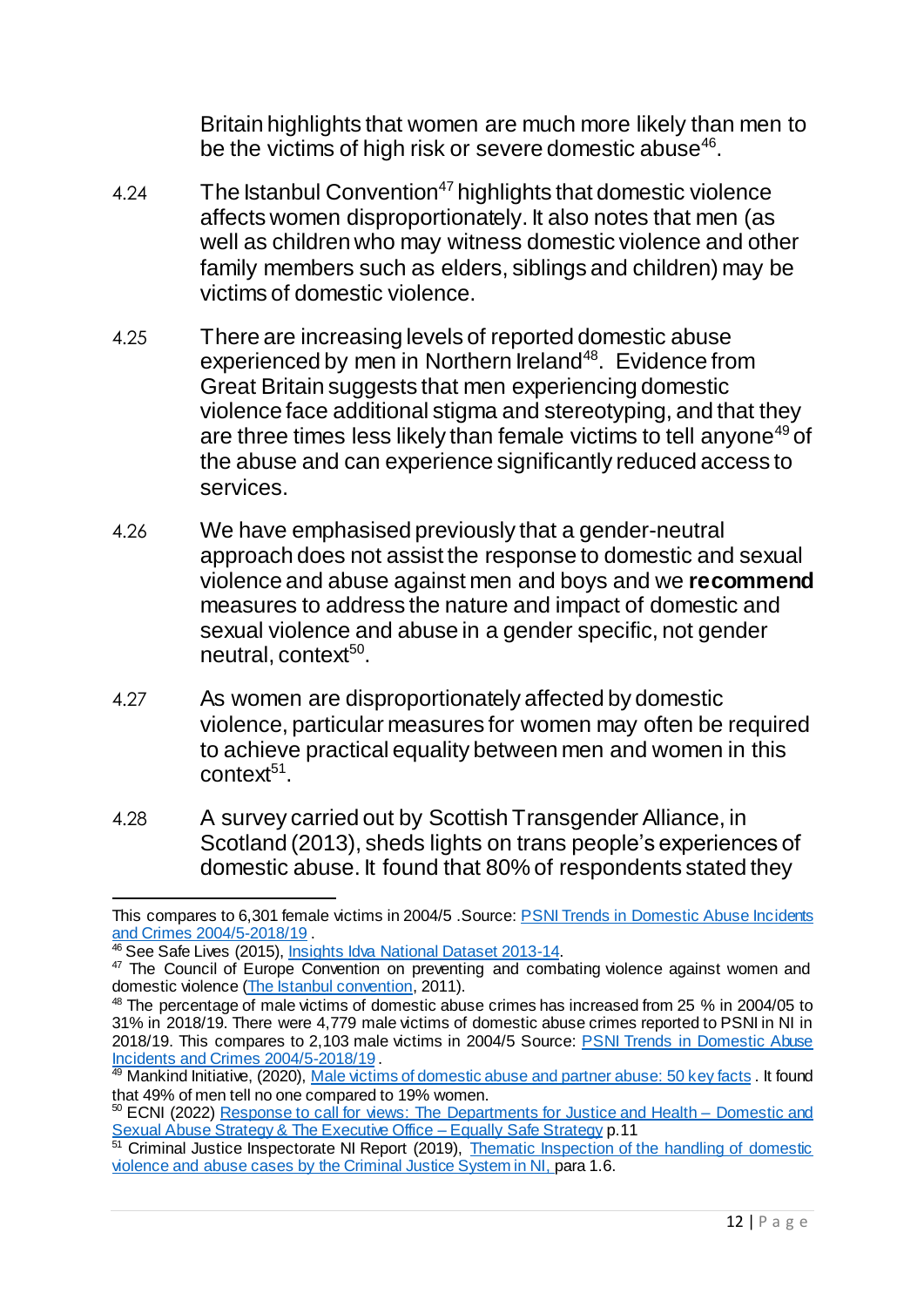Britain highlights that women are much more likely than men to be the victims of high risk or severe domestic abuse[46].

4.24 The Istanbul Convention[47] highlights that domestic violence affects women disproportionately. It also notes that men (as well as children who may witness domestic violence and other family members such as elders, siblings and children) may be victims of domestic violence.

4.25 There are increasing levels of reported domestic abuse experienced by men in Northern Ireland[48]. Evidence from Great Britain suggests that men experiencing domestic violence face additional stigma and stereotyping, and that they are three times less likely than female victims to tell anyone[49] of the abuse and can experience significantly reduced access to services.

4.26 We have emphasised previously that a gender-neutral approach does not assist the response to domestic and sexual violence and abuse against men and boys and we **recommend** measures to address the nature and impact of domestic and sexual violence and abuse in a gender specific, not gender neutral, context[50].

4.27 As women are disproportionately affected by domestic violence, particular measures for women may often be required to achieve practical equality between men and women in this context[51].

4.28 A survey carried out by Scottish Transgender Alliance, in Scotland (2013), sheds lights on trans people's experiences of domestic abuse. It found that 80% of respondents stated they

---

This compares to 6,301 female victims in 2004/5 .Source: [PSNI Trends in Domestic Abuse Incidents and Crimes 2004/5-2018/19](#) .

[46] See Safe Lives (2015), [Insights Idva National Dataset 2013-14](#).

[47] The Council of Europe Convention on preventing and combating violence against women and domestic violence ([The Istanbul convention](#), 2011).

[48] The percentage of male victims of domestic abuse crimes has increased from 25 % in 2004/05 to 31% in 2018/19. There were 4,779 male victims of domestic abuse crimes reported to PSNI in NI in 2018/19. This compares to 2,103 male victims in 2004/5 Source: [PSNI Trends in Domestic Abuse Incidents and Crimes 2004/5-2018/19](#) .

[49] Mankind Initiative, (2020), [Male victims of domestic abuse and partner abuse: 50 key facts](#) . It found that 49% of men tell no one compared to 19% women.

[50] ECNI (2022) [Response to call for views: The Departments for Justice and Health – Domestic and Sexual Abuse Strategy & The Executive Office – Equally Safe Strategy](#) p.11

[51] Criminal Justice Inspectorate NI Report (2019), [Thematic Inspection of the handling of domestic violence and abuse cases by the Criminal Justice System in NI,](#) para 1.6.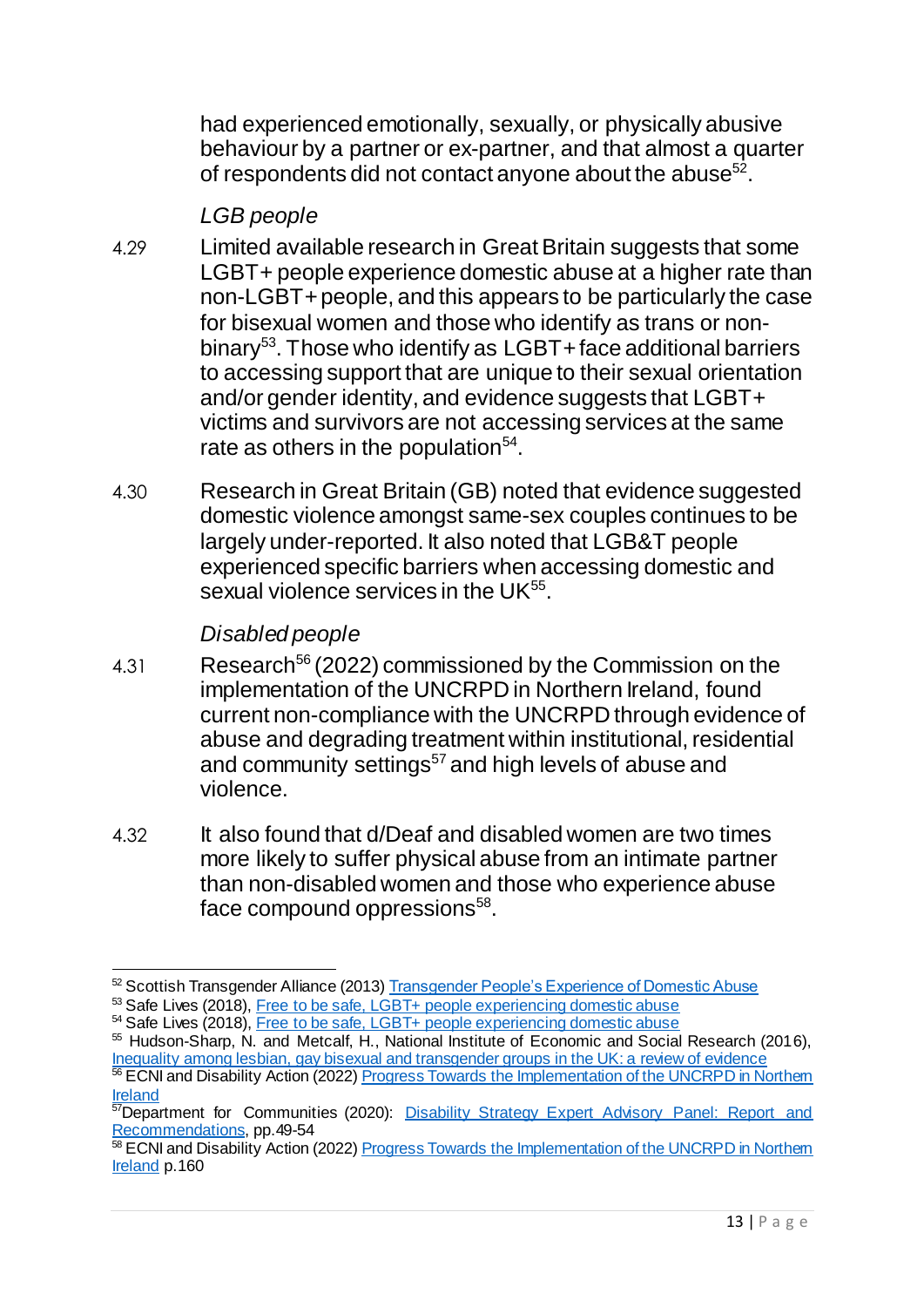had experienced emotionally, sexually, or physically abusive behaviour by a partner or ex-partner, and that almost a quarter of respondents did not contact anyone about the abuse[52].

*LGB people*

4.29 Limited available research in Great Britain suggests that some LGBT+ people experience domestic abuse at a higher rate than non-LGBT+ people, and this appears to be particularly the case for bisexual women and those who identify as trans or non-binary[53]. Those who identify as LGBT+ face additional barriers to accessing support that are unique to their sexual orientation and/or gender identity, and evidence suggests that LGBT+ victims and survivors are not accessing services at the same rate as others in the population[54].

4.30 Research in Great Britain (GB) noted that evidence suggested domestic violence amongst same-sex couples continues to be largely under-reported. It also noted that LGB&T people experienced specific barriers when accessing domestic and sexual violence services in the UK[55].

*Disabled people*

4.31 Research[56] (2022) commissioned by the Commission on the implementation of the UNCRPD in Northern Ireland, found current non-compliance with the UNCRPD through evidence of abuse and degrading treatment within institutional, residential and community settings[57] and high levels of abuse and violence.

4.32 It also found that d/Deaf and disabled women are two times more likely to suffer physical abuse from an intimate partner than non-disabled women and those who experience abuse face compound oppressions[58].

---

[52] Scottish Transgender Alliance (2013) Transgender People's Experience of Domestic Abuse
[53] Safe Lives (2018), Free to be safe, LGBT+ people experiencing domestic abuse
[54] Safe Lives (2018), Free to be safe, LGBT+ people experiencing domestic abuse
[55] Hudson-Sharp, N. and Metcalf, H., National Institute of Economic and Social Research (2016), Inequality among lesbian, gay bisexual and transgender groups in the UK: a review of evidence
[56] ECNI and Disability Action (2022) Progress Towards the Implementation of the UNCRPD in Northern Ireland
[57] Department for Communities (2020): Disability Strategy Expert Advisory Panel: Report and Recommendations, pp.49-54
[58] ECNI and Disability Action (2022) Progress Towards the Implementation of the UNCRPD in Northern Ireland p.160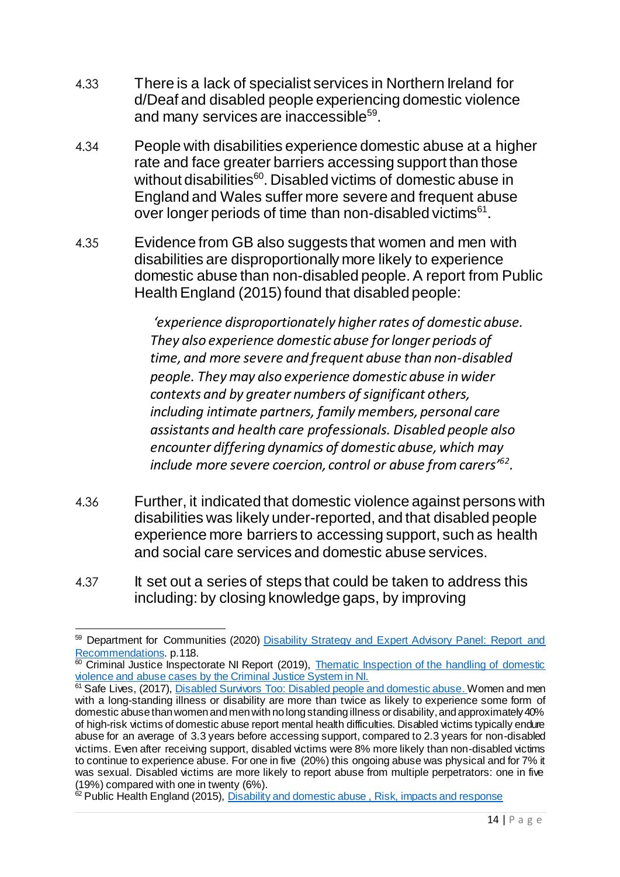4.33 There is a lack of specialist services in Northern Ireland for d/Deaf and disabled people experiencing domestic violence and many services are inaccessible[59].

4.34 People with disabilities experience domestic abuse at a higher rate and face greater barriers accessing support than those without disabilities[60]. Disabled victims of domestic abuse in England and Wales suffer more severe and frequent abuse over longer periods of time than non-disabled victims[61].

4.35 Evidence from GB also suggests that women and men with disabilities are disproportionally more likely to experience domestic abuse than non-disabled people. A report from Public Health England (2015) found that disabled people:

> *'experience disproportionately higher rates of domestic abuse. They also experience domestic abuse for longer periods of time, and more severe and frequent abuse than non-disabled people. They may also experience domestic abuse in wider contexts and by greater numbers of significant others, including intimate partners, family members, personal care assistants and health care professionals. Disabled people also encounter differing dynamics of domestic abuse, which may include more severe coercion, control or abuse from carers'*[62].

4.36 Further, it indicated that domestic violence against persons with disabilities was likely under-reported, and that disabled people experience more barriers to accessing support, such as health and social care services and domestic abuse services.

4.37 It set out a series of steps that could be taken to address this including: by closing knowledge gaps, by improving

---

[59] Department for Communities (2020) Disability Strategy and Expert Advisory Panel: Report and Recommendations. p.118.

[60] Criminal Justice Inspectorate NI Report (2019), Thematic Inspection of the handling of domestic violence and abuse cases by the Criminal Justice System in NI.

[61] Safe Lives, (2017), Disabled Survivors Too: Disabled people and domestic abuse. Women and men with a long-standing illness or disability are more than twice as likely to experience some form of domestic abuse than women and men with no long standing illness or disability, and approximately 40% of high-risk victims of domestic abuse report mental health difficulties. Disabled victims typically endure abuse for an average of 3.3 years before accessing support, compared to 2.3 years for non-disabled victims. Even after receiving support, disabled victims were 8% more likely than non-disabled victims to continue to experience abuse. For one in five (20%) this ongoing abuse was physical and for 7% it was sexual. Disabled victims are more likely to report abuse from multiple perpetrators: one in five (19%) compared with one in twenty (6%).

[62] Public Health England (2015), Disability and domestic abuse , Risk, impacts and response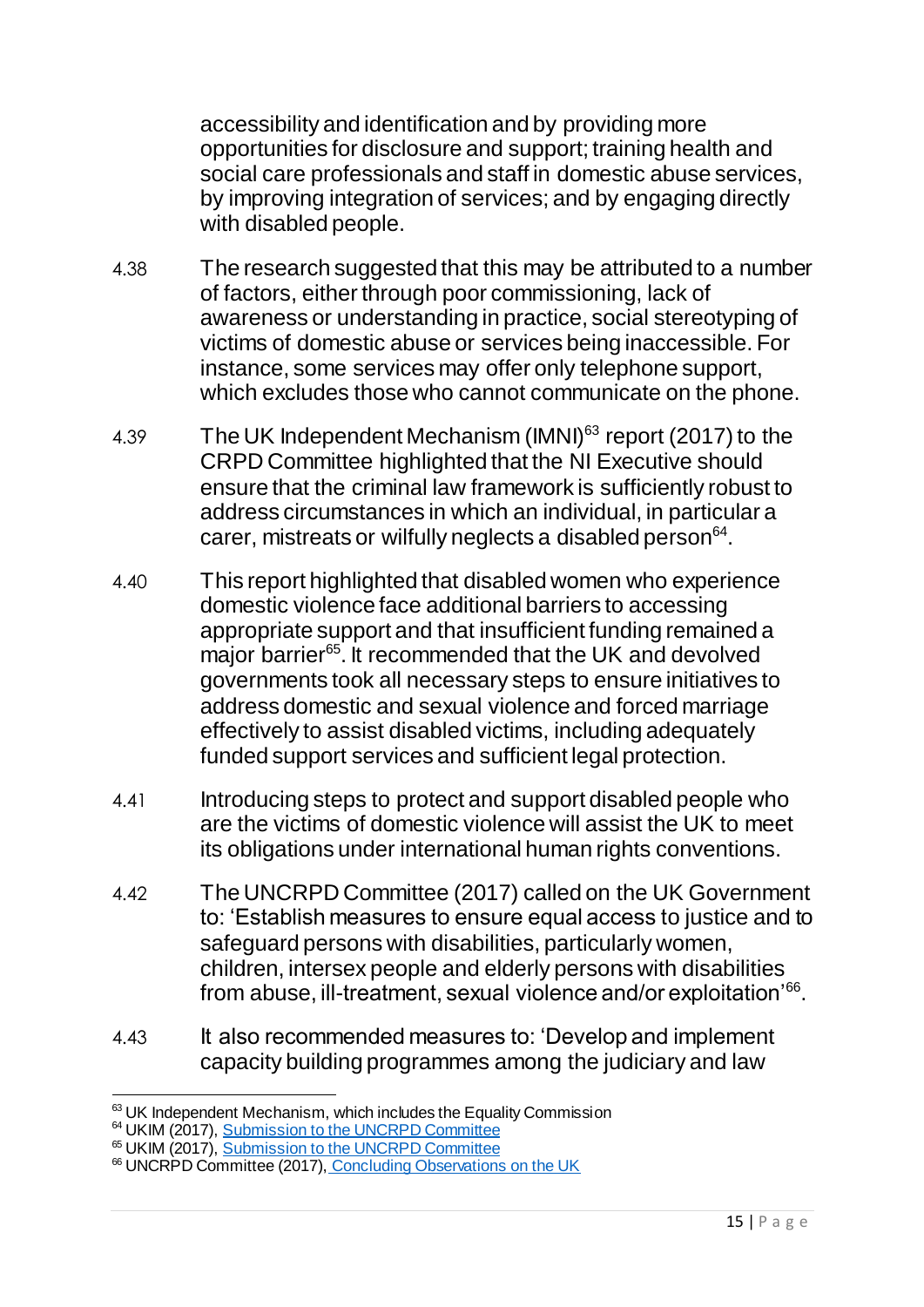accessibility and identification and by providing more opportunities for disclosure and support; training health and social care professionals and staff in domestic abuse services, by improving integration of services; and by engaging directly with disabled people.

4.38 The research suggested that this may be attributed to a number of factors, either through poor commissioning, lack of awareness or understanding in practice, social stereotyping of victims of domestic abuse or services being inaccessible. For instance, some services may offer only telephone support, which excludes those who cannot communicate on the phone.

4.39 The UK Independent Mechanism (IMNI)[63] report (2017) to the CRPD Committee highlighted that the NI Executive should ensure that the criminal law framework is sufficiently robust to address circumstances in which an individual, in particular a carer, mistreats or wilfully neglects a disabled person[64].

4.40 This report highlighted that disabled women who experience domestic violence face additional barriers to accessing appropriate support and that insufficient funding remained a major barrier[65]. It recommended that the UK and devolved governments took all necessary steps to ensure initiatives to address domestic and sexual violence and forced marriage effectively to assist disabled victims, including adequately funded support services and sufficient legal protection.

4.41 Introducing steps to protect and support disabled people who are the victims of domestic violence will assist the UK to meet its obligations under international human rights conventions.

4.42 The UNCRPD Committee (2017) called on the UK Government to: 'Establish measures to ensure equal access to justice and to safeguard persons with disabilities, particularly women, children, intersex people and elderly persons with disabilities from abuse, ill-treatment, sexual violence and/or exploitation'[66].

4.43 It also recommended measures to: 'Develop and implement capacity building programmes among the judiciary and law

---

[63] UK Independent Mechanism, which includes the Equality Commission

[64] UKIM (2017), Submission to the UNCRPD Committee

[65] UKIM (2017), Submission to the UNCRPD Committee

[66] UNCRPD Committee (2017), Concluding Observations on the UK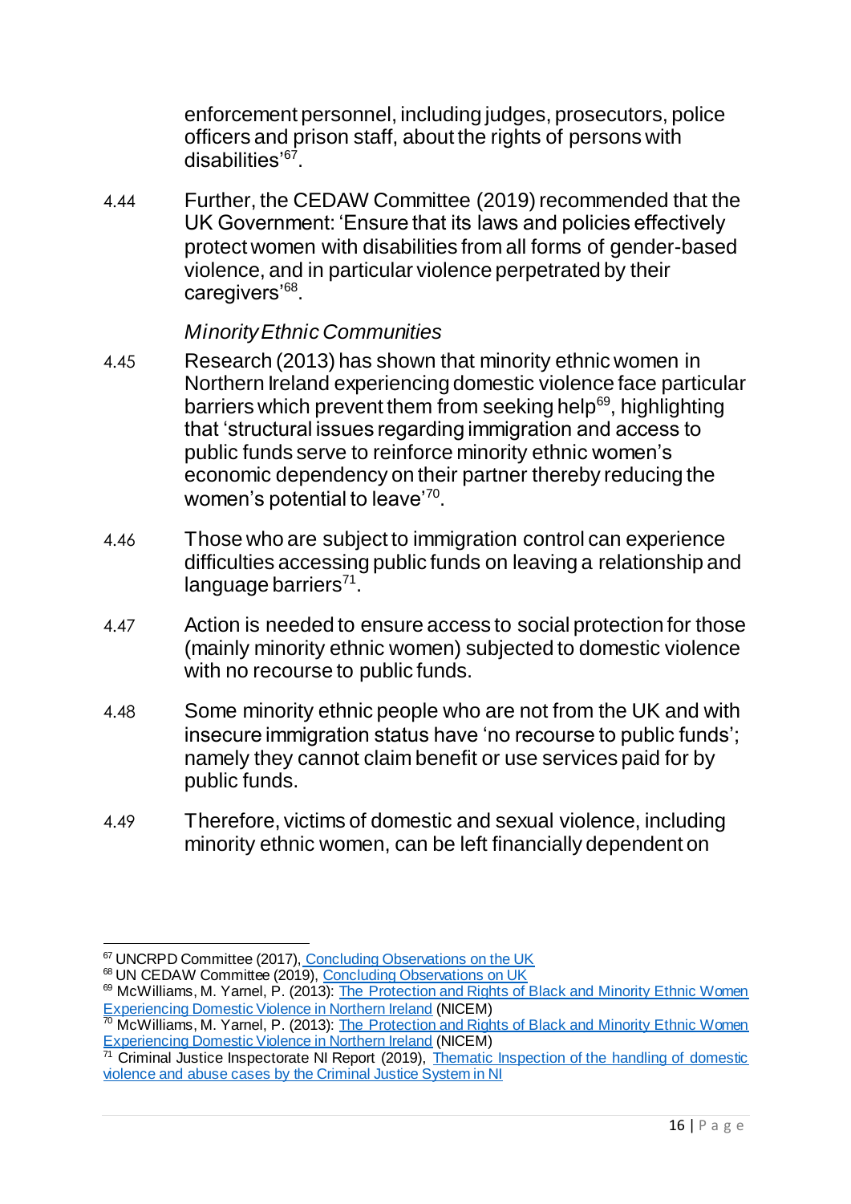enforcement personnel, including judges, prosecutors, police officers and prison staff, about the rights of persons with disabilities'[67].

4.44 Further, the CEDAW Committee (2019) recommended that the UK Government: 'Ensure that its laws and policies effectively protect women with disabilities from all forms of gender-based violence, and in particular violence perpetrated by their caregivers'[68].

*Minority Ethnic Communities*

4.45 Research (2013) has shown that minority ethnic women in Northern Ireland experiencing domestic violence face particular barriers which prevent them from seeking help[69], highlighting that 'structural issues regarding immigration and access to public funds serve to reinforce minority ethnic women's economic dependency on their partner thereby reducing the women's potential to leave'[70].

4.46 Those who are subject to immigration control can experience difficulties accessing public funds on leaving a relationship and language barriers[71].

4.47 Action is needed to ensure access to social protection for those (mainly minority ethnic women) subjected to domestic violence with no recourse to public funds.

4.48 Some minority ethnic people who are not from the UK and with insecure immigration status have 'no recourse to public funds'; namely they cannot claim benefit or use services paid for by public funds.

4.49 Therefore, victims of domestic and sexual violence, including minority ethnic women, can be left financially dependent on

---

[67] UNCRPD Committee (2017), Concluding Observations on the UK

[68] UN CEDAW Committee (2019), Concluding Observations on UK

[69] McWilliams, M. Yarnel, P. (2013): The Protection and Rights of Black and Minority Ethnic Women Experiencing Domestic Violence in Northern Ireland (NICEM)

[70] McWilliams, M. Yarnel, P. (2013): The Protection and Rights of Black and Minority Ethnic Women Experiencing Domestic Violence in Northern Ireland (NICEM)

[71] Criminal Justice Inspectorate NI Report (2019), Thematic Inspection of the handling of domestic violence and abuse cases by the Criminal Justice System in NI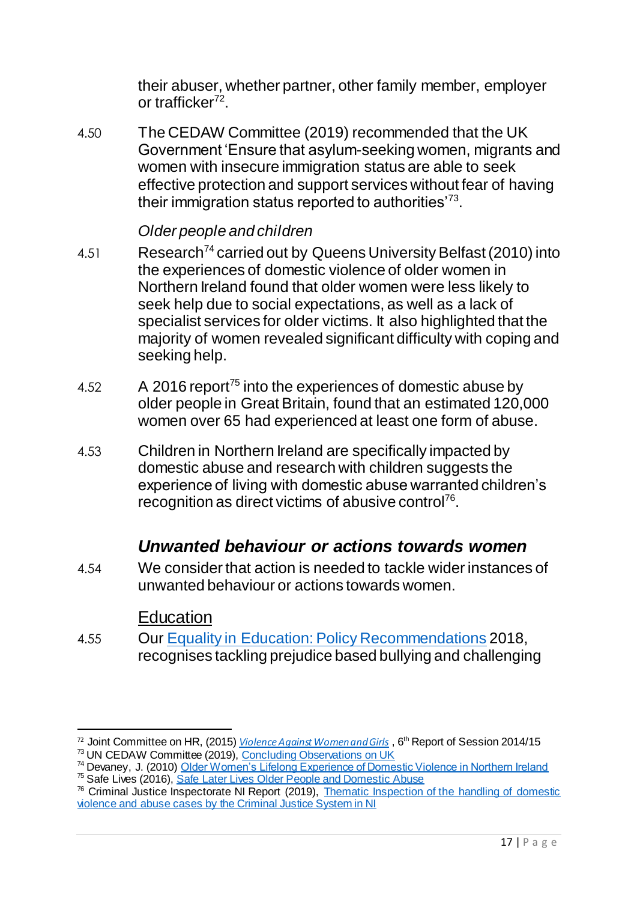their abuser, whether partner, other family member, employer or trafficker[72].

4.50 The CEDAW Committee (2019) recommended that the UK Government 'Ensure that asylum-seeking women, migrants and women with insecure immigration status are able to seek effective protection and support services without fear of having their immigration status reported to authorities'[73].

*Older people and children*

4.51 Research[74] carried out by Queens University Belfast (2010) into the experiences of domestic violence of older women in Northern Ireland found that older women were less likely to seek help due to social expectations, as well as a lack of specialist services for older victims. It also highlighted that the majority of women revealed significant difficulty with coping and seeking help.

4.52 A 2016 report[75] into the experiences of domestic abuse by older people in Great Britain, found that an estimated 120,000 women over 65 had experienced at least one form of abuse.

4.53 Children in Northern Ireland are specifically impacted by domestic abuse and research with children suggests the experience of living with domestic abuse warranted children's recognition as direct victims of abusive control[76].

### *Unwanted behaviour or actions towards women*

4.54 We consider that action is needed to tackle wider instances of unwanted behaviour or actions towards women.

Education

4.55 Our Equality in Education: Policy Recommendations 2018, recognises tackling prejudice based bullying and challenging

---

[72] Joint Committee on HR, (2015) *Violence Against Women and Girls*, 6th Report of Session 2014/15
[73] UN CEDAW Committee (2019), Concluding Observations on UK
[74] Devaney, J. (2010) Older Women's Lifelong Experience of Domestic Violence in Northern Ireland
[75] Safe Lives (2016), Safe Later Lives Older People and Domestic Abuse
[76] Criminal Justice Inspectorate NI Report (2019), Thematic Inspection of the handling of domestic violence and abuse cases by the Criminal Justice System in NI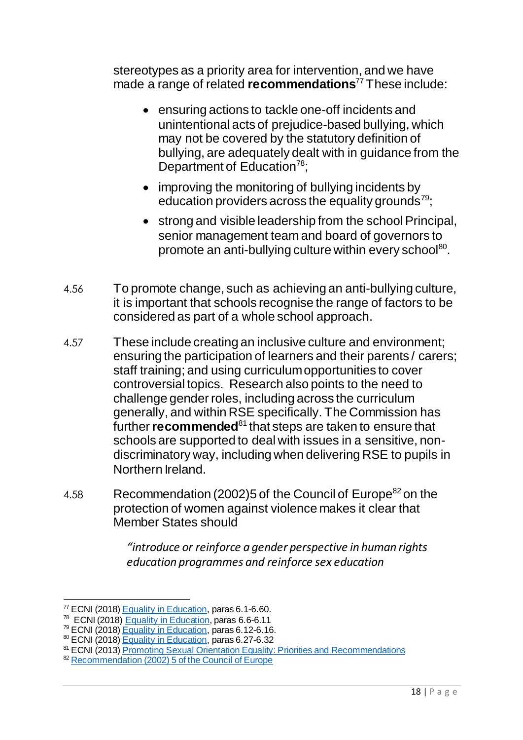stereotypes as a priority area for intervention, and we have made a range of related **recommendations**[77] These include:

- ensuring actions to tackle one-off incidents and unintentional acts of prejudice-based bullying, which may not be covered by the statutory definition of bullying, are adequately dealt with in guidance from the Department of Education[78];
- improving the monitoring of bullying incidents by education providers across the equality grounds[79];
- strong and visible leadership from the school Principal, senior management team and board of governors to promote an anti-bullying culture within every school[80].

4.56 To promote change, such as achieving an anti-bullying culture, it is important that schools recognise the range of factors to be considered as part of a whole school approach.

4.57 These include creating an inclusive culture and environment; ensuring the participation of learners and their parents / carers; staff training; and using curriculum opportunities to cover controversial topics. Research also points to the need to challenge gender roles, including across the curriculum generally, and within RSE specifically. The Commission has further **recommended**[81] that steps are taken to ensure that schools are supported to deal with issues in a sensitive, non-discriminatory way, including when delivering RSE to pupils in Northern Ireland.

4.58 Recommendation (2002)5 of the Council of Europe[82] on the protection of women against violence makes it clear that Member States should

> *"introduce or reinforce a gender perspective in human rights education programmes and reinforce sex education*

---

[77] ECNI (2018) Equality in Education, paras 6.1-6.60.
[78] ECNI (2018) Equality in Education, paras 6.6-6.11
[79] ECNI (2018) Equality in Education, paras 6.12-6.16.
[80] ECNI (2018) Equality in Education, paras 6.27-6.32
[81] ECNI (2013) Promoting Sexual Orientation Equality: Priorities and Recommendations
[82] Recommendation (2002) 5 of the Council of Europe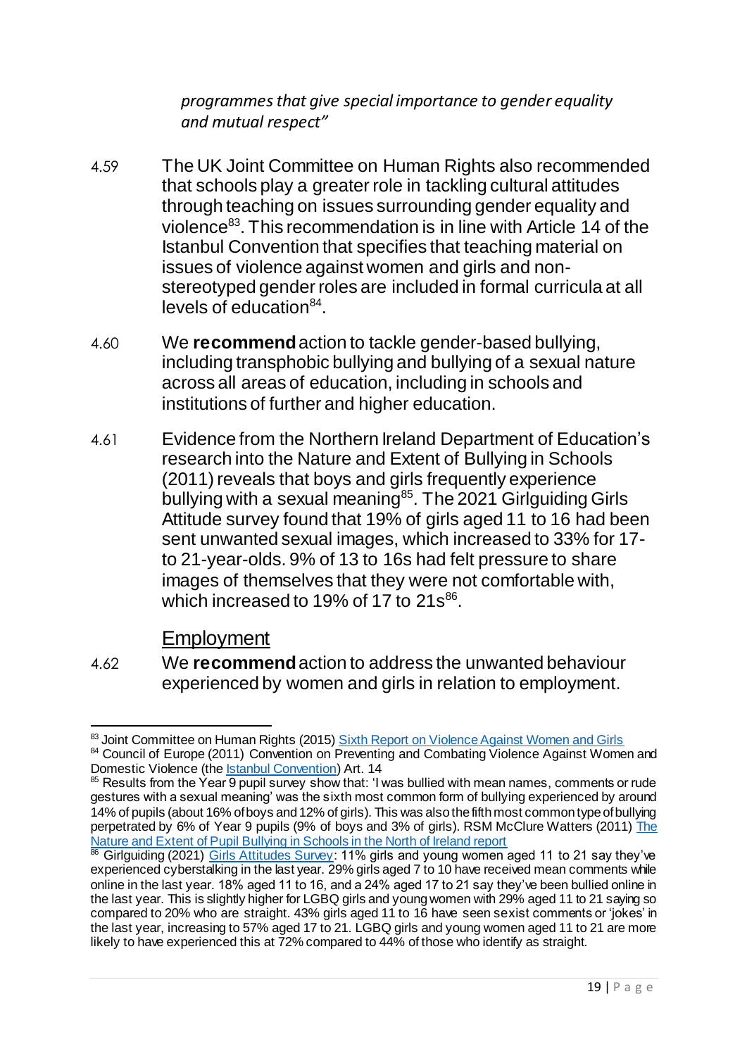*programmes that give special importance to gender equality and mutual respect"*

4.59 The UK Joint Committee on Human Rights also recommended that schools play a greater role in tackling cultural attitudes through teaching on issues surrounding gender equality and violence[83]. This recommendation is in line with Article 14 of the Istanbul Convention that specifies that teaching material on issues of violence against women and girls and non-stereotyped gender roles are included in formal curricula at all levels of education[84].

4.60 We **recommend** action to tackle gender-based bullying, including transphobic bullying and bullying of a sexual nature across all areas of education, including in schools and institutions of further and higher education.

4.61 Evidence from the Northern Ireland Department of Education's research into the Nature and Extent of Bullying in Schools (2011) reveals that boys and girls frequently experience bullying with a sexual meaning[85]. The 2021 Girlguiding Girls Attitude survey found that 19% of girls aged 11 to 16 had been sent unwanted sexual images, which increased to 33% for 17- to 21-year-olds. 9% of 13 to 16s had felt pressure to share images of themselves that they were not comfortable with, which increased to 19% of 17 to 21s[86].

## Employment

4.62 We **recommend** action to address the unwanted behaviour experienced by women and girls in relation to employment.

---

[83] Joint Committee on Human Rights (2015) Sixth Report on Violence Against Women and Girls

[84] Council of Europe (2011) Convention on Preventing and Combating Violence Against Women and Domestic Violence (the Istanbul Convention) Art. 14

[85] Results from the Year 9 pupil survey show that: 'I was bullied with mean names, comments or rude gestures with a sexual meaning' was the sixth most common form of bullying experienced by around 14% of pupils (about 16% of boys and 12% of girls). This was also the fifth most common type of bullying perpetrated by 6% of Year 9 pupils (9% of boys and 3% of girls). RSM McClure Watters (2011) The Nature and Extent of Pupil Bullying in Schools in the North of Ireland report

[86] Girlguiding (2021) Girls Attitudes Survey: 11% girls and young women aged 11 to 21 say they've experienced cyberstalking in the last year. 29% girls aged 7 to 10 have received mean comments while online in the last year. 18% aged 11 to 16, and a 24% aged 17 to 21 say they've been bullied online in the last year. This is slightly higher for LGBQ girls and young women with 29% aged 11 to 21 saying so compared to 20% who are straight. 43% girls aged 11 to 16 have seen sexist comments or 'jokes' in the last year, increasing to 57% aged 17 to 21. LGBQ girls and young women aged 11 to 21 are more likely to have experienced this at 72% compared to 44% of those who identify as straight.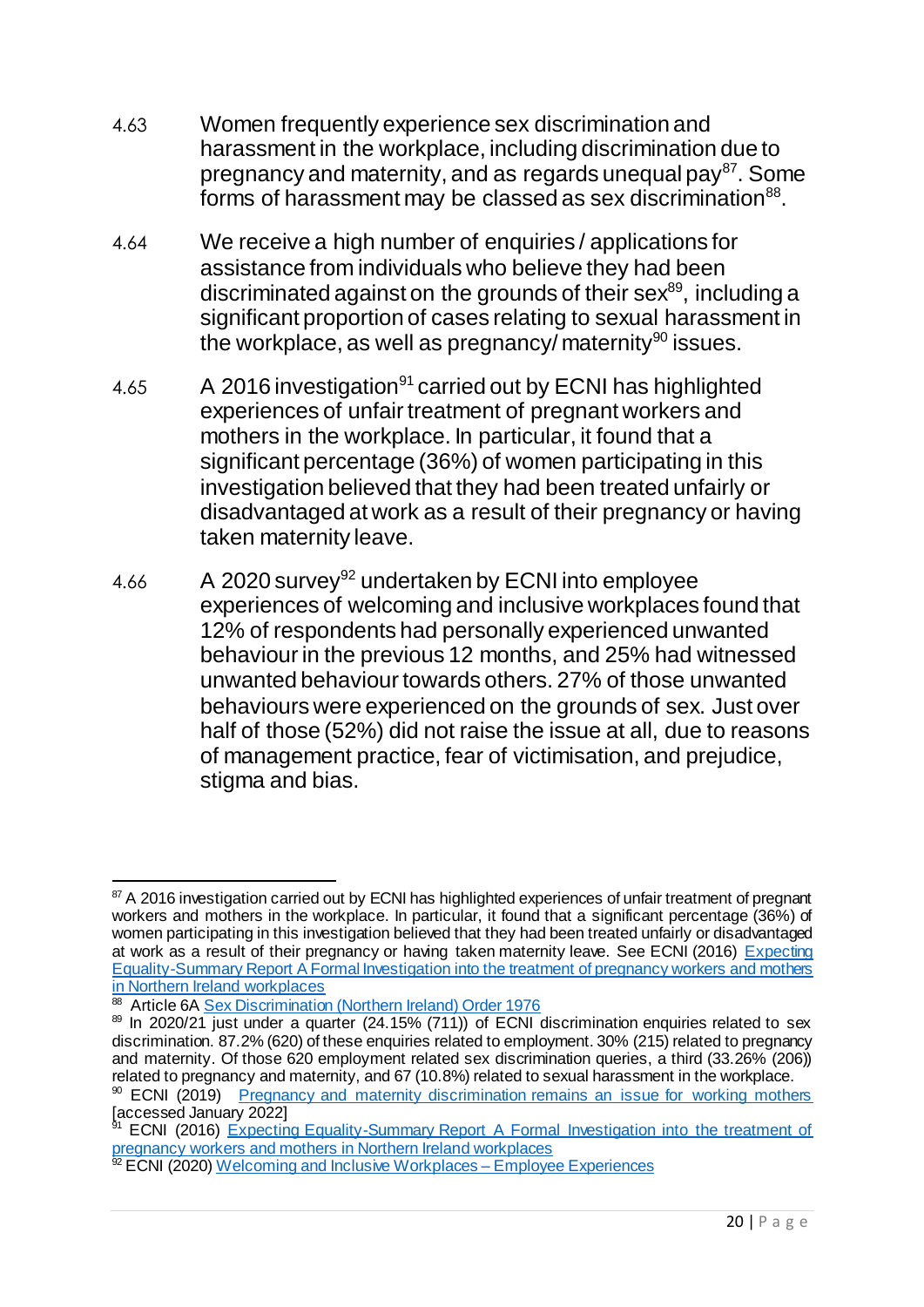4.63 Women frequently experience sex discrimination and harassment in the workplace, including discrimination due to pregnancy and maternity, and as regards unequal pay[87]. Some forms of harassment may be classed as sex discrimination[88].

4.64 We receive a high number of enquiries / applications for assistance from individuals who believe they had been discriminated against on the grounds of their sex[89], including a significant proportion of cases relating to sexual harassment in the workplace, as well as pregnancy/ maternity[90] issues.

4.65 A 2016 investigation[91] carried out by ECNI has highlighted experiences of unfair treatment of pregnant workers and mothers in the workplace. In particular, it found that a significant percentage (36%) of women participating in this investigation believed that they had been treated unfairly or disadvantaged at work as a result of their pregnancy or having taken maternity leave.

4.66 A 2020 survey[92] undertaken by ECNI into employee experiences of welcoming and inclusive workplaces found that 12% of respondents had personally experienced unwanted behaviour in the previous 12 months, and 25% had witnessed unwanted behaviour towards others. 27% of those unwanted behaviours were experienced on the grounds of sex. Just over half of those (52%) did not raise the issue at all, due to reasons of management practice, fear of victimisation, and prejudice, stigma and bias.

---

[87] A 2016 investigation carried out by ECNI has highlighted experiences of unfair treatment of pregnant workers and mothers in the workplace. In particular, it found that a significant percentage (36%) of women participating in this investigation believed that they had been treated unfairly or disadvantaged at work as a result of their pregnancy or having taken maternity leave. See ECNI (2016) Expecting Equality-Summary Report A Formal Investigation into the treatment of pregnancy workers and mothers in Northern Ireland workplaces

[88] Article 6A Sex Discrimination (Northern Ireland) Order 1976

[89] In 2020/21 just under a quarter (24.15% (711)) of ECNI discrimination enquiries related to sex discrimination. 87.2% (620) of these enquiries related to employment. 30% (215) related to pregnancy and maternity. Of those 620 employment related sex discrimination queries, a third (33.26% (206)) related to pregnancy and maternity, and 67 (10.8%) related to sexual harassment in the workplace.

[90] ECNI (2019) Pregnancy and maternity discrimination remains an issue for working mothers [accessed January 2022]

[91] ECNI (2016) Expecting Equality-Summary Report A Formal Investigation into the treatment of pregnancy workers and mothers in Northern Ireland workplaces

[92] ECNI (2020) Welcoming and Inclusive Workplaces – Employee Experiences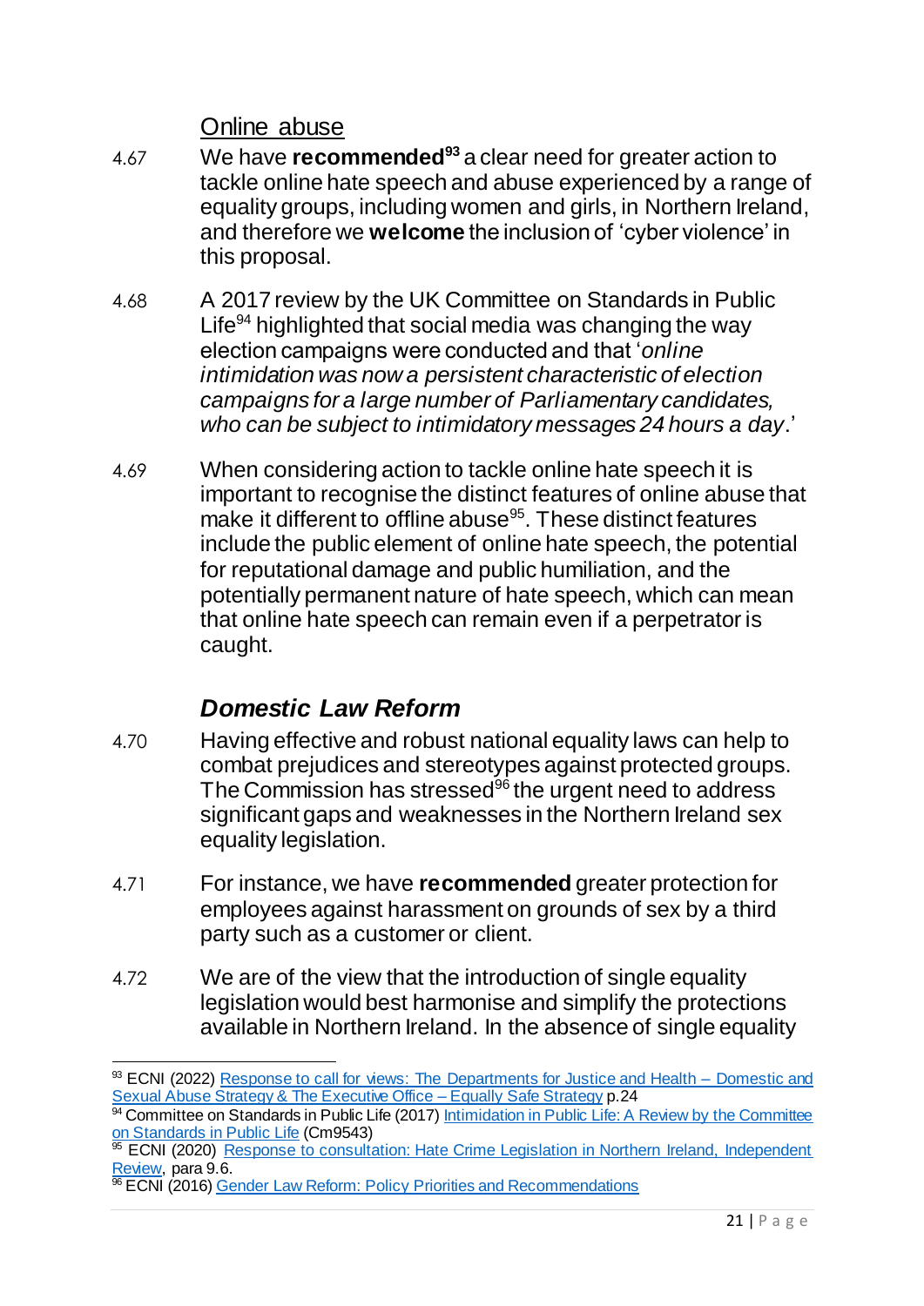### Online abuse

4.67 We have **recommended**[93] a clear need for greater action to tackle online hate speech and abuse experienced by a range of equality groups, including women and girls, in Northern Ireland, and therefore we **welcome** the inclusion of 'cyber violence' in this proposal.

4.68 A 2017 review by the UK Committee on Standards in Public Life[94] highlighted that social media was changing the way election campaigns were conducted and that '*online intimidation was now a persistent characteristic of election campaigns for a large number of Parliamentary candidates, who can be subject to intimidatory messages 24 hours a day*.'

4.69 When considering action to tackle online hate speech it is important to recognise the distinct features of online abuse that make it different to offline abuse[95]. These distinct features include the public element of online hate speech, the potential for reputational damage and public humiliation, and the potentially permanent nature of hate speech, which can mean that online hate speech can remain even if a perpetrator is caught.

## *Domestic Law Reform*

4.70 Having effective and robust national equality laws can help to combat prejudices and stereotypes against protected groups. The Commission has stressed[96] the urgent need to address significant gaps and weaknesses in the Northern Ireland sex equality legislation.

4.71 For instance, we have **recommended** greater protection for employees against harassment on grounds of sex by a third party such as a customer or client.

4.72 We are of the view that the introduction of single equality legislation would best harmonise and simplify the protections available in Northern Ireland. In the absence of single equality

---

[93] ECNI (2022) Response to call for views: The Departments for Justice and Health – Domestic and Sexual Abuse Strategy & The Executive Office – Equally Safe Strategy p.24

[94] Committee on Standards in Public Life (2017) Intimidation in Public Life: A Review by the Committee on Standards in Public Life (Cm9543)

[95] ECNI (2020) Response to consultation: Hate Crime Legislation in Northern Ireland, Independent Review, para 9.6.

[96] ECNI (2016) Gender Law Reform: Policy Priorities and Recommendations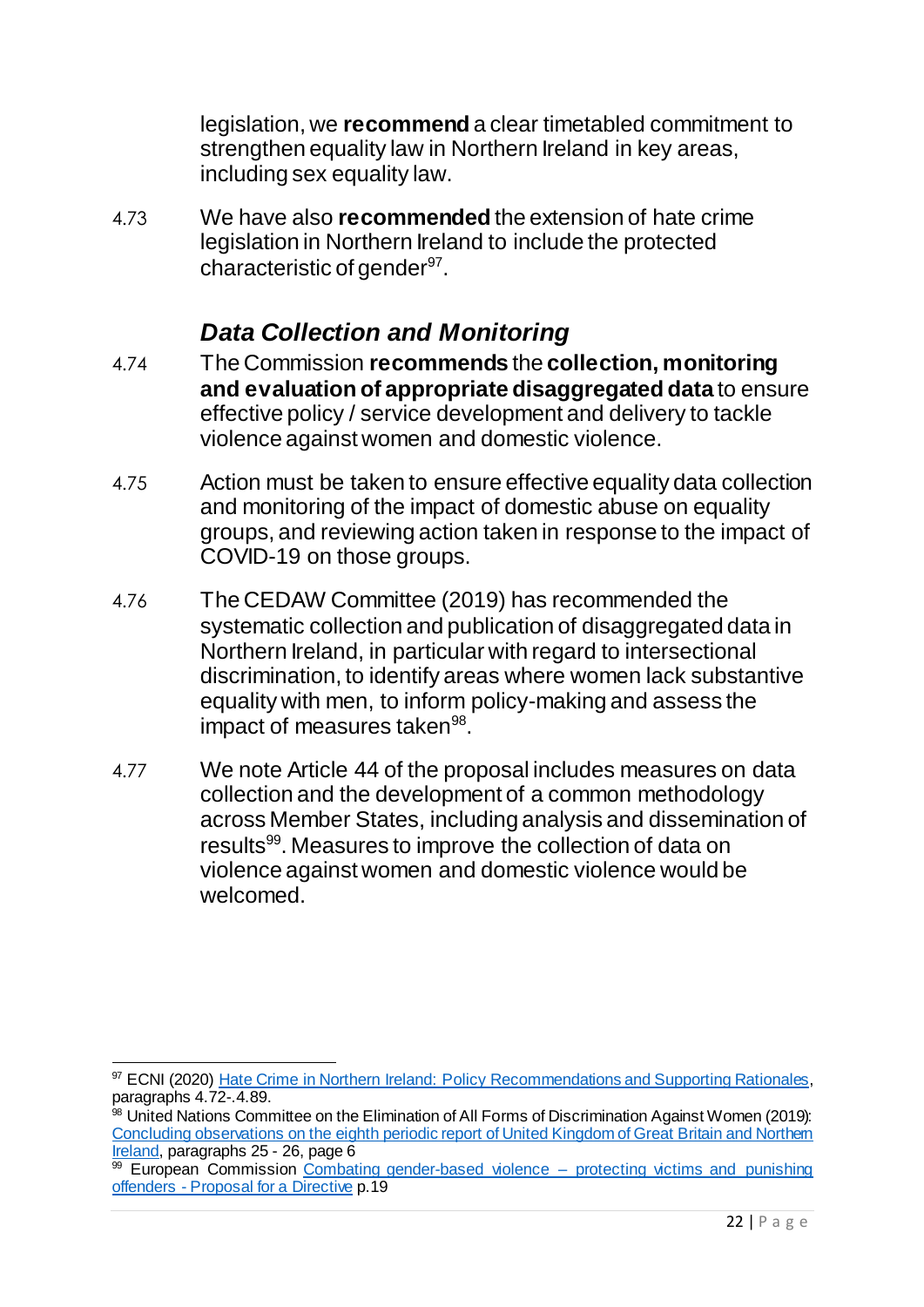legislation, we **recommend** a clear timetabled commitment to strengthen equality law in Northern Ireland in key areas, including sex equality law.

4.73 We have also **recommended** the extension of hate crime legislation in Northern Ireland to include the protected characteristic of gender[97].

### *Data Collection and Monitoring*

4.74 The Commission **recommends** the **collection, monitoring and evaluation of appropriate disaggregated data** to ensure effective policy / service development and delivery to tackle violence against women and domestic violence.

4.75 Action must be taken to ensure effective equality data collection and monitoring of the impact of domestic abuse on equality groups, and reviewing action taken in response to the impact of COVID-19 on those groups.

4.76 The CEDAW Committee (2019) has recommended the systematic collection and publication of disaggregated data in Northern Ireland, in particular with regard to intersectional discrimination, to identify areas where women lack substantive equality with men, to inform policy-making and assess the impact of measures taken[98].

4.77 We note Article 44 of the proposal includes measures on data collection and the development of a common methodology across Member States, including analysis and dissemination of results[99]. Measures to improve the collection of data on violence against women and domestic violence would be welcomed.

---

[97] ECNI (2020) Hate Crime in Northern Ireland: Policy Recommendations and Supporting Rationales, paragraphs 4.72-.4.89.

[98] United Nations Committee on the Elimination of All Forms of Discrimination Against Women (2019): Concluding observations on the eighth periodic report of United Kingdom of Great Britain and Northern Ireland, paragraphs 25 - 26, page 6

[99] European Commission Combating gender-based violence – protecting victims and punishing offenders - Proposal for a Directive p.19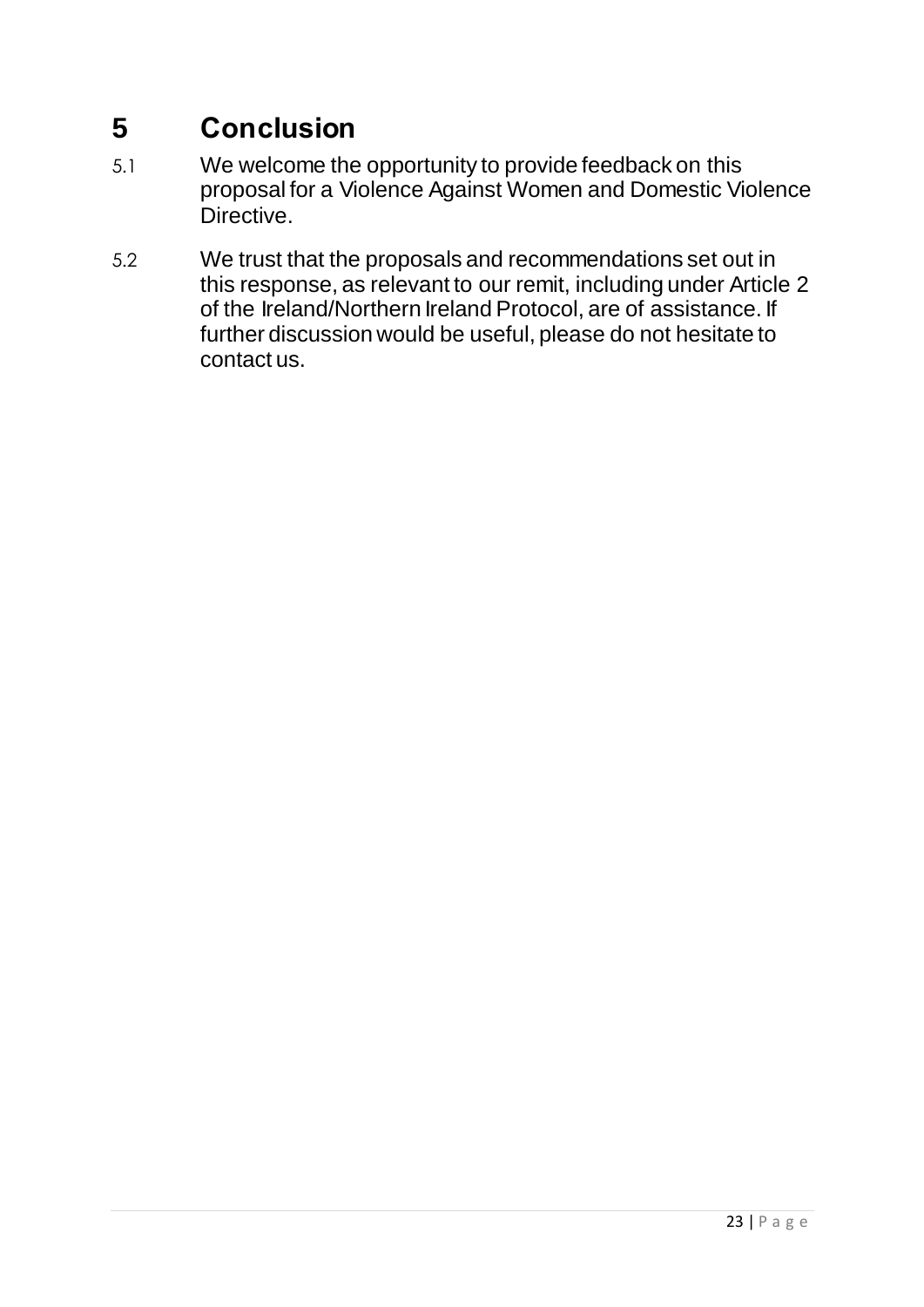# 5 Conclusion

5.1 We welcome the opportunity to provide feedback on this proposal for a Violence Against Women and Domestic Violence Directive.

5.2 We trust that the proposals and recommendations set out in this response, as relevant to our remit, including under Article 2 of the Ireland/Northern Ireland Protocol, are of assistance. If further discussion would be useful, please do not hesitate to contact us.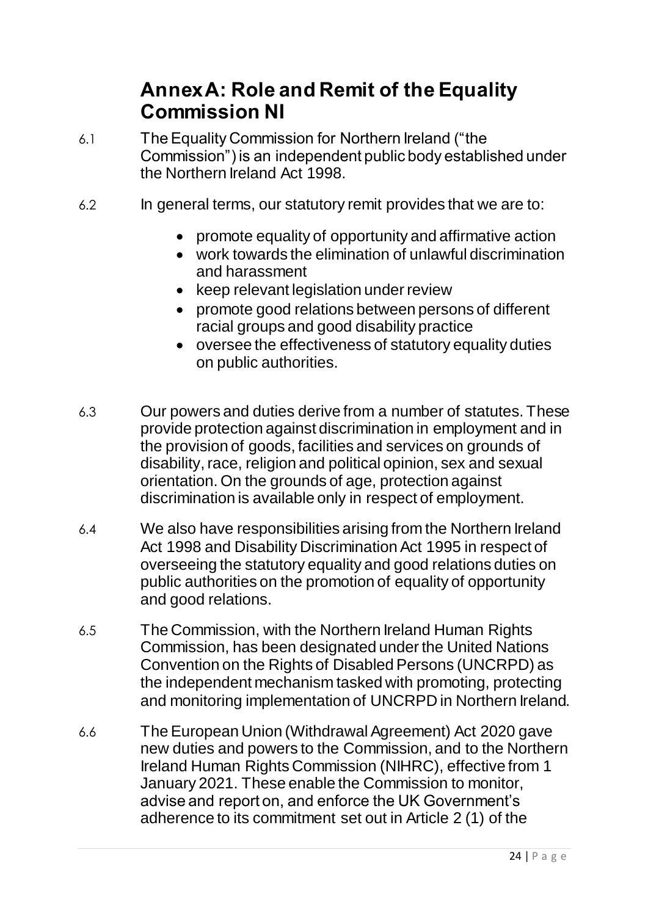# Annex A: Role and Remit of the Equality Commission NI

6.1 The Equality Commission for Northern Ireland ("the Commission") is an independent public body established under the Northern Ireland Act 1998.

6.2 In general terms, our statutory remit provides that we are to:

- promote equality of opportunity and affirmative action
- work towards the elimination of unlawful discrimination and harassment
- keep relevant legislation under review
- promote good relations between persons of different racial groups and good disability practice
- oversee the effectiveness of statutory equality duties on public authorities.

6.3 Our powers and duties derive from a number of statutes. These provide protection against discrimination in employment and in the provision of goods, facilities and services on grounds of disability, race, religion and political opinion, sex and sexual orientation. On the grounds of age, protection against discrimination is available only in respect of employment.

6.4 We also have responsibilities arising from the Northern Ireland Act 1998 and Disability Discrimination Act 1995 in respect of overseeing the statutory equality and good relations duties on public authorities on the promotion of equality of opportunity and good relations.

6.5 The Commission, with the Northern Ireland Human Rights Commission, has been designated under the United Nations Convention on the Rights of Disabled Persons (UNCRPD) as the independent mechanism tasked with promoting, protecting and monitoring implementation of UNCRPD in Northern Ireland.

6.6 The European Union (Withdrawal Agreement) Act 2020 gave new duties and powers to the Commission, and to the Northern Ireland Human Rights Commission (NIHRC), effective from 1 January 2021. These enable the Commission to monitor, advise and report on, and enforce the UK Government's adherence to its commitment set out in Article 2 (1) of the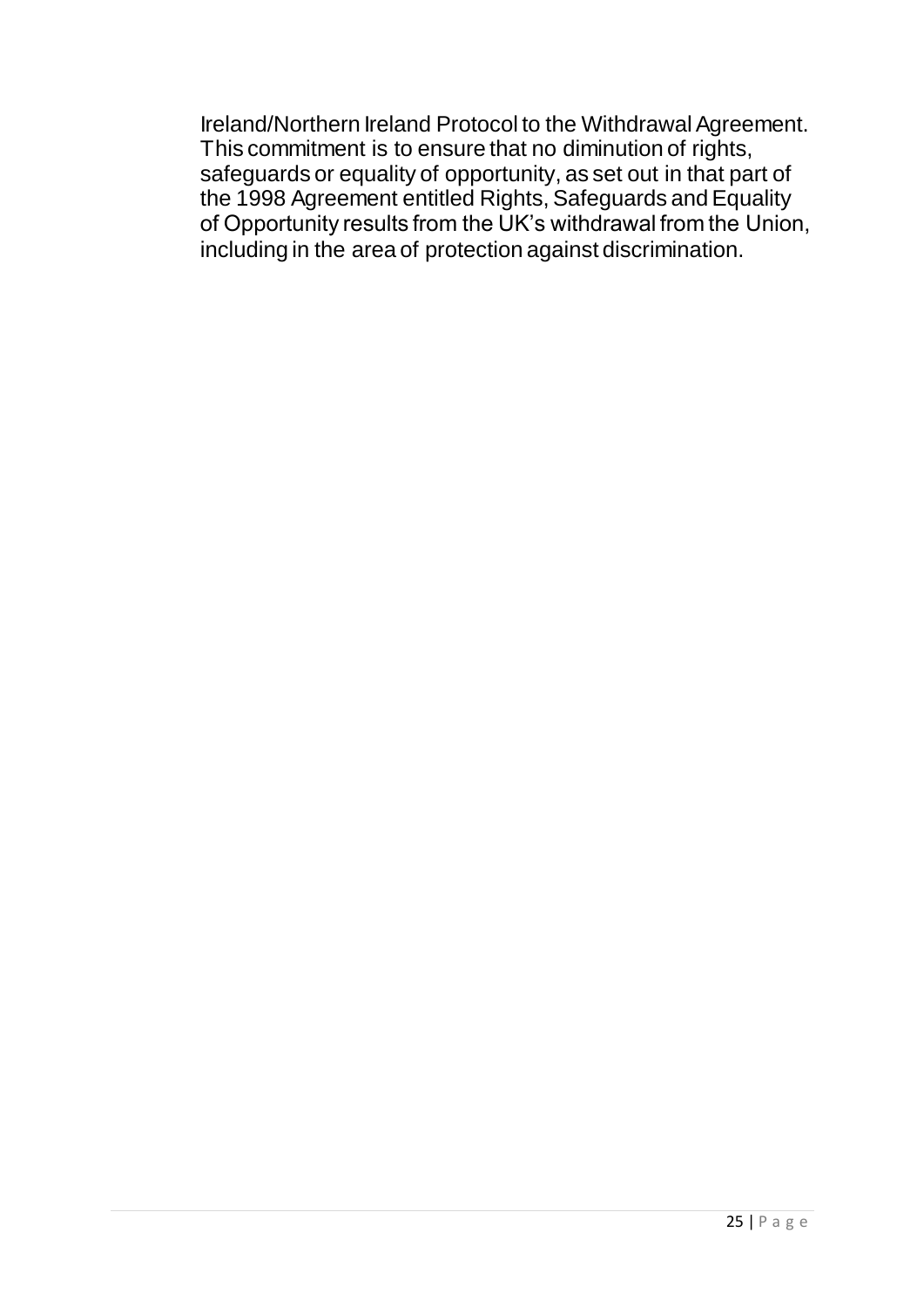Ireland/Northern Ireland Protocol to the Withdrawal Agreement. This commitment is to ensure that no diminution of rights, safeguards or equality of opportunity, as set out in that part of the 1998 Agreement entitled Rights, Safeguards and Equality of Opportunity results from the UK's withdrawal from the Union, including in the area of protection against discrimination.